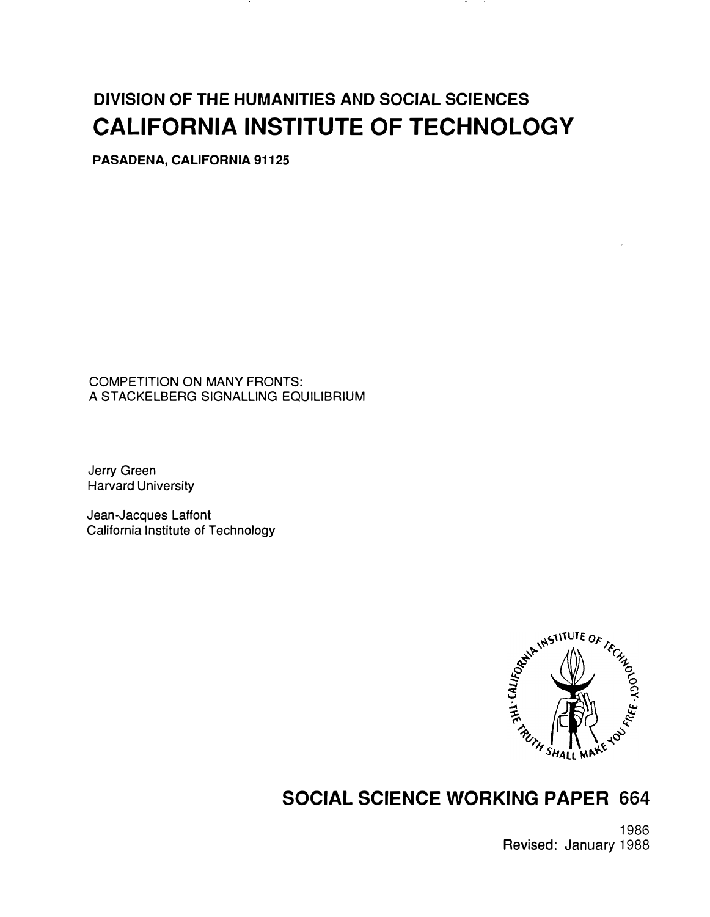**DIVISION OF THE HUMANITIES AND SOCIAL SCIENCES**

# CALIFORNIA INSTITUTE OF TECHNOLOGY

**PASADENA, CALIFORNIA 91125**

COMPETITION ON MANY FRONTS:
A STACKELBERG SIGNALLING EQUILIBRIUM

Jerry Green
Harvard University

Jean-Jacques Laffont
California Institute of Technology

## SOCIAL SCIENCE WORKING PAPER 664

1986
Revised: January 1988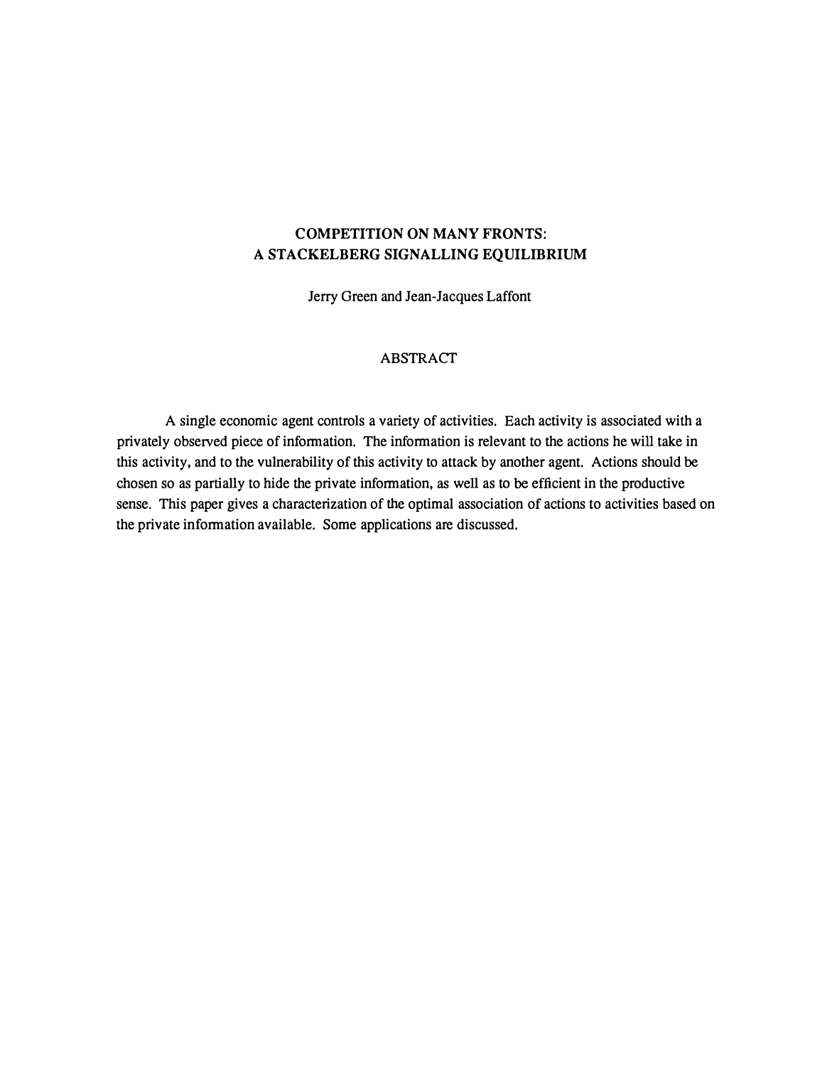# COMPETITION ON MANY FRONTS: A STACKELBERG SIGNALLING EQUILIBRIUM

Jerry Green and Jean-Jacques Laffont

## ABSTRACT

A single economic agent controls a variety of activities. Each activity is associated with a privately observed piece of information. The information is relevant to the actions he will take in this activity, and to the vulnerability of this activity to attack by another agent. Actions should be chosen so as partially to hide the private information, as well as to be efficient in the productive sense. This paper gives a characterization of the optimal association of actions to activities based on the private information available. Some applications are discussed.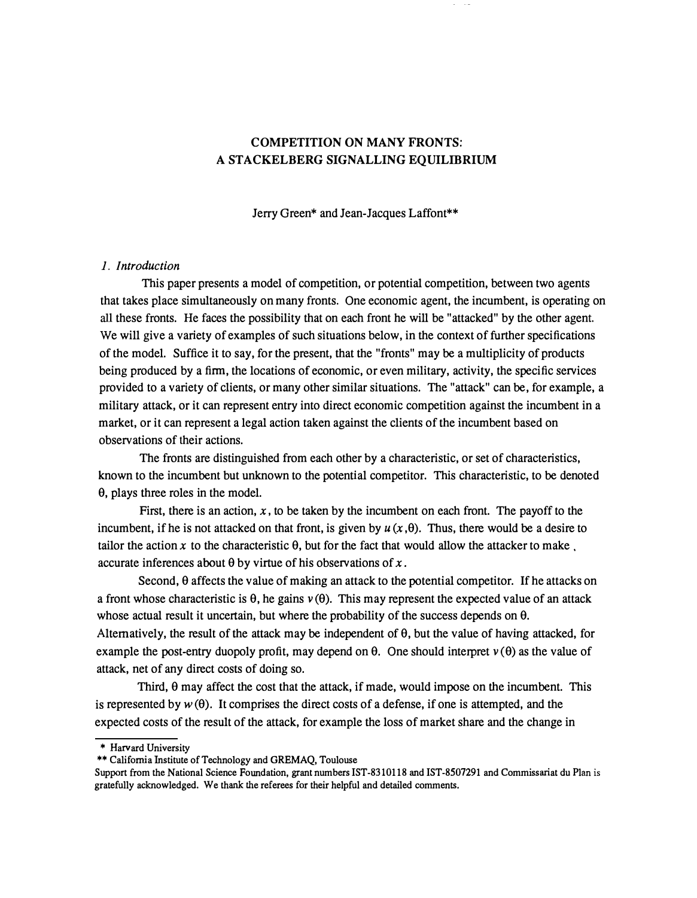# COMPETITION ON MANY FRONTS: A STACKELBERG SIGNALLING EQUILIBRIUM

Jerry Green* and Jean-Jacques Laffont**

## *1. Introduction*

This paper presents a model of competition, or potential competition, between two agents that takes place simultaneously on many fronts. One economic agent, the incumbent, is operating on all these fronts. He faces the possibility that on each front he will be "attacked" by the other agent. We will give a variety of examples of such situations below, in the context of further specifications of the model. Suffice it to say, for the present, that the "fronts" may be a multiplicity of products being produced by a firm, the locations of economic, or even military, activity, the specific services provided to a variety of clients, or many other similar situations. The "attack" can be, for example, a military attack, or it can represent entry into direct economic competition against the incumbent in a market, or it can represent a legal action taken against the clients of the incumbent based on observations of their actions.

The fronts are distinguished from each other by a characteristic, or set of characteristics, known to the incumbent but unknown to the potential competitor. This characteristic, to be denoted $\theta$, plays three roles in the model.

First, there is an action, $x$, to be taken by the incumbent on each front. The payoff to the incumbent, if he is not attacked on that front, is given by $u(x,\theta)$. Thus, there would be a desire to tailor the action $x$ to the characteristic $\theta$, but for the fact that would allow the attacker to make accurate inferences about $\theta$ by virtue of his observations of $x$.

Second, $\theta$ affects the value of making an attack to the potential competitor. If he attacks on a front whose characteristic is $\theta$, he gains $v(\theta)$. This may represent the expected value of an attack whose actual result it uncertain, but where the probability of the success depends on $\theta$. Alternatively, the result of the attack may be independent of $\theta$, but the value of having attacked, for example the post-entry duopoly profit, may depend on $\theta$. One should interpret $v(\theta)$ as the value of attack, net of any direct costs of doing so.

Third, $\theta$ may affect the cost that the attack, if made, would impose on the incumbent. This is represented by $w(\theta)$. It comprises the direct costs of a defense, if one is attempted, and the expected costs of the result of the attack, for example the loss of market share and the change in

---

\* Harvard University

\*\* California Institute of Technology and GREMAQ, Toulouse

Support from the National Science Foundation, grant numbers IST-8310118 and IST-8507291 and Commissariat du Plan is gratefully acknowledged. We thank the referees for their helpful and detailed comments.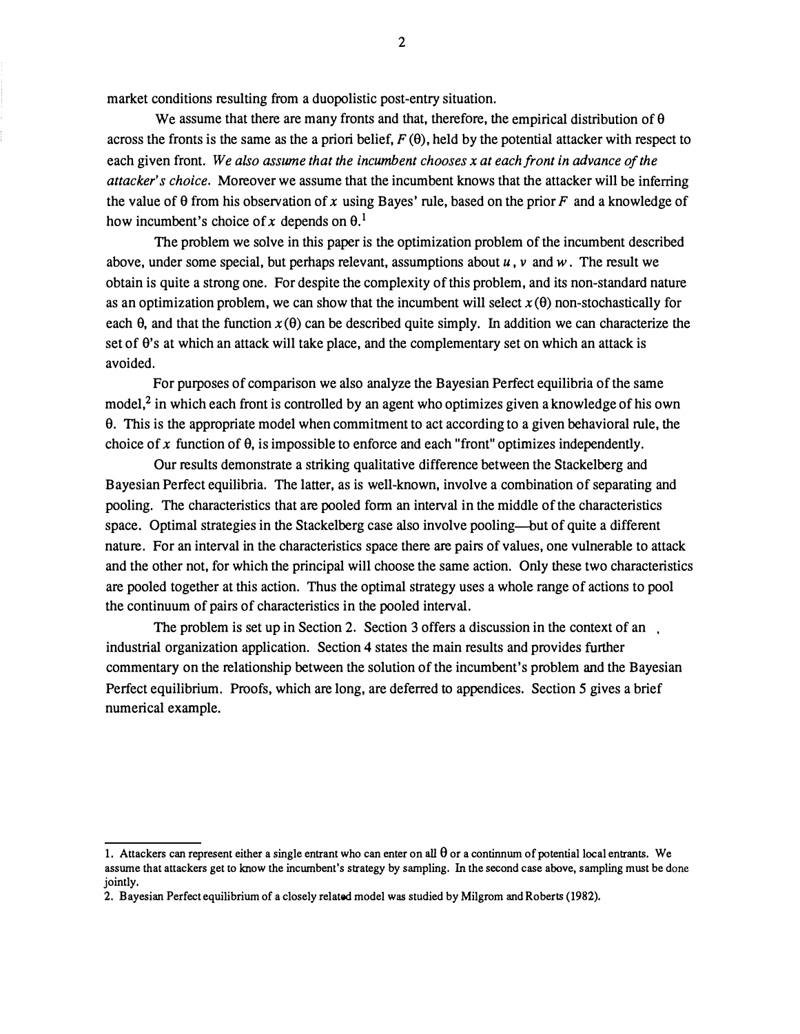market conditions resulting from a duopolistic post-entry situation.

We assume that there are many fronts and that, therefore, the empirical distribution of $\theta$ across the fronts is the same as the a priori belief, $F(\theta)$, held by the potential attacker with respect to each given front. *We also assume that the incumbent chooses $x$ at each front in advance of the attacker's choice.* Moreover we assume that the incumbent knows that the attacker will be inferring the value of $\theta$ from his observation of $x$ using Bayes' rule, based on the prior $F$ and a knowledge of how incumbent's choice of $x$ depends on $\theta$.[1]

The problem we solve in this paper is the optimization problem of the incumbent described above, under some special, but perhaps relevant, assumptions about $u$, $v$ and $w$. The result we obtain is quite a strong one. For despite the complexity of this problem, and its non-standard nature as an optimization problem, we can show that the incumbent will select $x(\theta)$ non-stochastically for each $\theta$, and that the function $x(\theta)$ can be described quite simply. In addition we can characterize the set of $\theta$'s at which an attack will take place, and the complementary set on which an attack is avoided.

For purposes of comparison we also analyze the Bayesian Perfect equilibria of the same model,[2] in which each front is controlled by an agent who optimizes given a knowledge of his own $\theta$. This is the appropriate model when commitment to act according to a given behavioral rule, the choice of $x$ function of $\theta$, is impossible to enforce and each "front" optimizes independently.

Our results demonstrate a striking qualitative difference between the Stackelberg and Bayesian Perfect equilibria. The latter, as is well-known, involve a combination of separating and pooling. The characteristics that are pooled form an interval in the middle of the characteristics space. Optimal strategies in the Stackelberg case also involve pooling—but of quite a different nature. For an interval in the characteristics space there are pairs of values, one vulnerable to attack and the other not, for which the principal will choose the same action. Only these two characteristics are pooled together at this action. Thus the optimal strategy uses a whole range of actions to pool the continuum of pairs of characteristics in the pooled interval.

The problem is set up in Section 2. Section 3 offers a discussion in the context of an industrial organization application. Section 4 states the main results and provides further commentary on the relationship between the solution of the incumbent's problem and the Bayesian Perfect equilibrium. Proofs, which are long, are deferred to appendices. Section 5 gives a brief numerical example.

---

1. Attackers can represent either a single entrant who can enter on all $\theta$ or a continnum of potential local entrants. We assume that attackers get to know the incumbent's strategy by sampling. In the second case above, sampling must be done jointly.

2. Bayesian Perfect equilibrium of a closely related model was studied by Milgrom and Roberts (1982).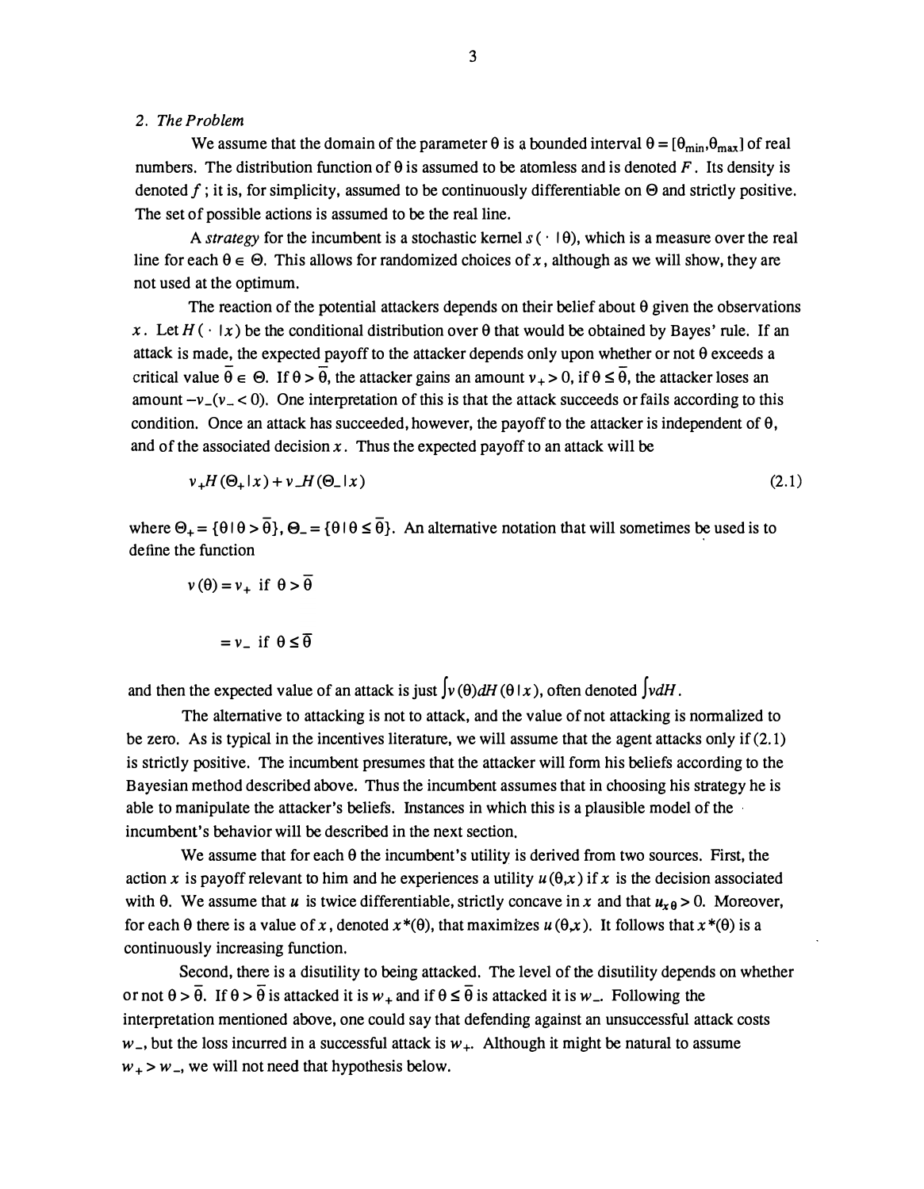## 2. *The Problem*

We assume that the domain of the parameter $\theta$ is a bounded interval $\Theta = [\theta_{\min}, \theta_{\max}]$ of real numbers. The distribution function of $\theta$ is assumed to be atomless and is denoted $F$. Its density is denoted $f$; it is, for simplicity, assumed to be continuously differentiable on $\Theta$ and strictly positive. The set of possible actions is assumed to be the real line.

A *strategy* for the incumbent is a stochastic kernel $s(\cdot \mid \theta)$, which is a measure over the real line for each $\theta \in \Theta$. This allows for randomized choices of $x$, although as we will show, they are not used at the optimum.

The reaction of the potential attackers depends on their belief about $\theta$ given the observations $x$. Let $H(\cdot \mid x)$ be the conditional distribution over $\theta$ that would be obtained by Bayes' rule. If an attack is made, the expected payoff to the attacker depends only upon whether or not $\theta$ exceeds a critical value $\bar{\theta} \in \Theta$. If $\theta > \bar{\theta}$, the attacker gains an amount $v_+ > 0$, if $\theta \leq \bar{\theta}$, the attacker loses an amount $-v_-(v_- < 0)$. One interpretation of this is that the attack succeeds or fails according to this condition. Once an attack has succeeded, however, the payoff to the attacker is independent of $\theta$, and of the associated decision $x$. Thus the expected payoff to an attack will be

$$v_+ H(\Theta_+ \mid x) + v_- H(\Theta_- \mid x) \tag{2.1}$$

where $\Theta_+ = \{\theta \mid \theta > \bar{\theta}\}$, $\Theta_- = \{\theta \mid \theta \leq \bar{\theta}\}$. An alternative notation that will sometimes be used is to define the function

$$v(\theta) = v_+ \text{ if } \theta > \bar{\theta}$$

$$= v_- \text{ if } \theta \leq \bar{\theta}$$

and then the expected value of an attack is just $\int v(\theta) dH(\theta \mid x)$, often denoted $\int v dH$.

The alternative to attacking is not to attack, and the value of not attacking is normalized to be zero. As is typical in the incentives literature, we will assume that the agent attacks only if (2.1) is strictly positive. The incumbent presumes that the attacker will form his beliefs according to the Bayesian method described above. Thus the incumbent assumes that in choosing his strategy he is able to manipulate the attacker's beliefs. Instances in which this is a plausible model of the incumbent's behavior will be described in the next section.

We assume that for each $\theta$ the incumbent's utility is derived from two sources. First, the action $x$ is payoff relevant to him and he experiences a utility $u(\theta, x)$ if $x$ is the decision associated with $\theta$. We assume that $u$ is twice differentiable, strictly concave in $x$ and that $u_{x\theta} > 0$. Moreover, for each $\theta$ there is a value of $x$, denoted $x^*(\theta)$, that maximizes $u(\theta, x)$. It follows that $x^*(\theta)$ is a continuously increasing function.

Second, there is a disutility to being attacked. The level of the disutility depends on whether or not $\theta > \bar{\theta}$. If $\theta > \bar{\theta}$ is attacked it is $w_+$ and if $\theta \leq \bar{\theta}$ is attacked it is $w_-$. Following the interpretation mentioned above, one could say that defending against an unsuccessful attack costs $w_-$, but the loss incurred in a successful attack is $w_+$. Although it might be natural to assume $w_+ > w_-$, we will not need that hypothesis below.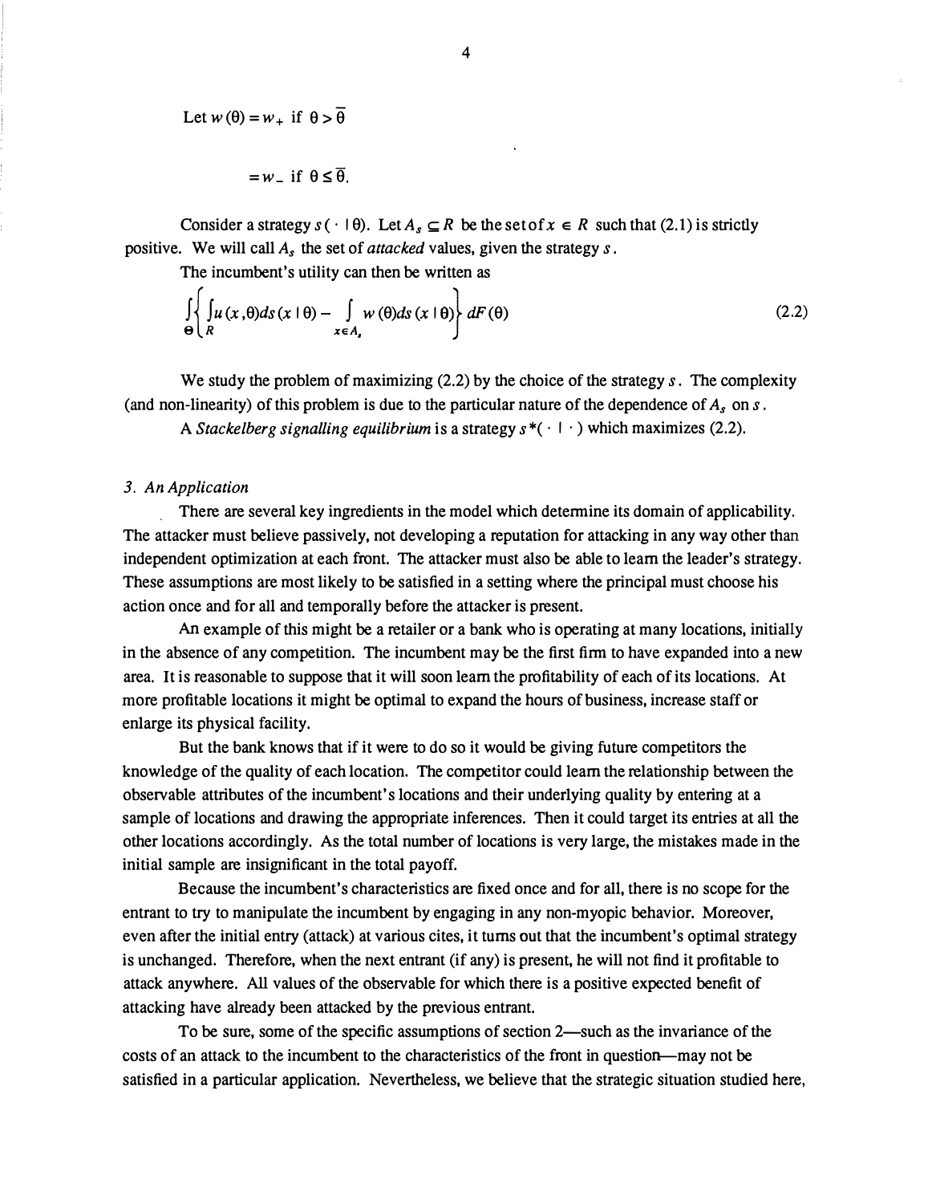Let $w(\theta) = w_+$ if $\theta > \bar{\theta}$

$= w_-$ if $\theta \leq \bar{\theta}$.

Consider a strategy $s(\cdot \mid \theta)$. Let $A_s \subseteq R$ be the set of $x \in R$ such that (2.1) is strictly positive. We will call $A_s$ the set of *attacked* values, given the strategy $s$.

The incumbent's utility can then be written as

$$\int_{\Theta} \left\{ \int_{R} u(x,\theta) ds(x \mid \theta) - \int_{x \in A_s} w(\theta) ds(x \mid \theta) \right\} dF(\theta) \tag{2.2}$$

We study the problem of maximizing (2.2) by the choice of the strategy $s$. The complexity (and non-linearity) of this problem is due to the particular nature of the dependence of $A_s$ on $s$.

A *Stackelberg signalling equilibrium* is a strategy $s^*(\cdot \mid \cdot)$ which maximizes (2.2).

### 3. *An Application*

There are several key ingredients in the model which determine its domain of applicability. The attacker must believe passively, not developing a reputation for attacking in any way other than independent optimization at each front. The attacker must also be able to learn the leader's strategy. These assumptions are most likely to be satisfied in a setting where the principal must choose his action once and for all and temporally before the attacker is present.

An example of this might be a retailer or a bank who is operating at many locations, initially in the absence of any competition. The incumbent may be the first firm to have expanded into a new area. It is reasonable to suppose that it will soon learn the profitability of each of its locations. At more profitable locations it might be optimal to expand the hours of business, increase staff or enlarge its physical facility.

But the bank knows that if it were to do so it would be giving future competitors the knowledge of the quality of each location. The competitor could learn the relationship between the observable attributes of the incumbent's locations and their underlying quality by entering at a sample of locations and drawing the appropriate inferences. Then it could target its entries at all the other locations accordingly. As the total number of locations is very large, the mistakes made in the initial sample are insignificant in the total payoff.

Because the incumbent's characteristics are fixed once and for all, there is no scope for the entrant to try to manipulate the incumbent by engaging in any non-myopic behavior. Moreover, even after the initial entry (attack) at various cites, it turns out that the incumbent's optimal strategy is unchanged. Therefore, when the next entrant (if any) is present, he will not find it profitable to attack anywhere. All values of the observable for which there is a positive expected benefit of attacking have already been attacked by the previous entrant.

To be sure, some of the specific assumptions of section 2—such as the invariance of the costs of an attack to the incumbent to the characteristics of the front in question—may not be satisfied in a particular application. Nevertheless, we believe that the strategic situation studied here,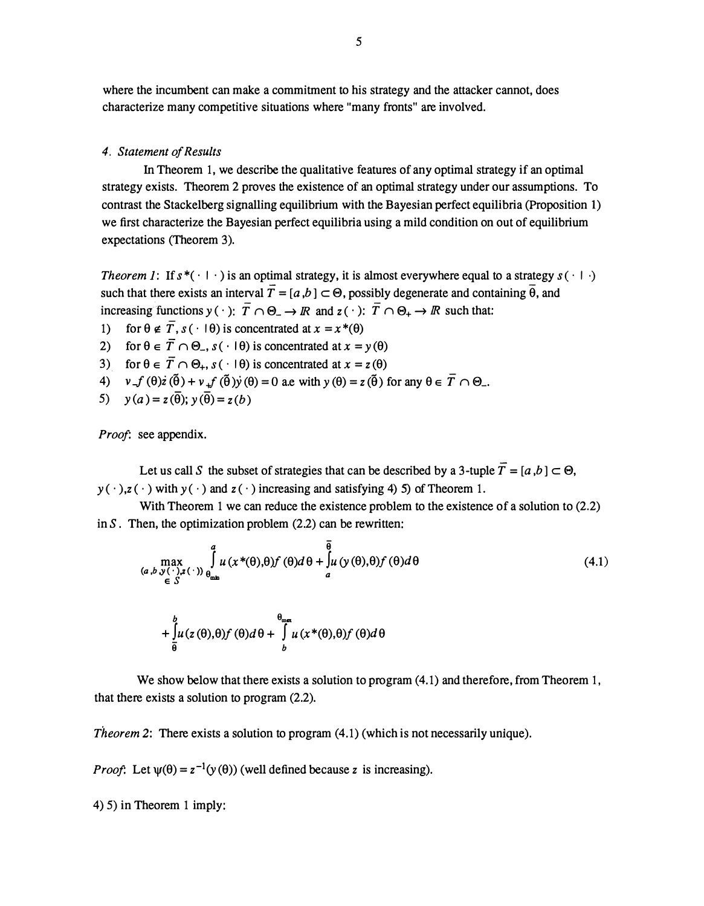where the incumbent can make a commitment to his strategy and the attacker cannot, does characterize many competitive situations where "many fronts" are involved.

### *4. Statement of Results*

In Theorem 1, we describe the qualitative features of any optimal strategy if an optimal strategy exists. Theorem 2 proves the existence of an optimal strategy under our assumptions. To contrast the Stackelberg signalling equilibrium with the Bayesian perfect equilibria (Proposition 1) we first characterize the Bayesian perfect equilibria using a mild condition on out of equilibrium expectations (Theorem 3).

*Theorem 1*: If $s^*(\cdot \mid \cdot)$ is an optimal strategy, it is almost everywhere equal to a strategy $s(\cdot \mid \cdot)$ such that there exists an interval $\bar{T} = [a,b] \subset \Theta$, possibly degenerate and containing $\bar{\theta}$, and increasing functions $y(\cdot)$: $\bar{T} \cap \Theta_- \rightarrow I\!R$ and $z(\cdot)$: $\bar{T} \cap \Theta_+ \rightarrow I\!R$ such that:

1) for $\theta \notin \bar{T}$, $s(\cdot \mid \theta)$ is concentrated at $x = x^*(\theta)$
2) for $\theta \in \bar{T} \cap \Theta_-$, $s(\cdot \mid \theta)$ is concentrated at $x = y(\theta)$
3) for $\theta \in \bar{T} \cap \Theta_+$, $s(\cdot \mid \theta)$ is concentrated at $x = z(\theta)$
4) $v_- f(\theta)\dot{z}(\tilde{\theta}) + v_+ f(\tilde{\theta})\dot{y}(\theta) = 0$ a.e with $y(\theta) = z(\tilde{\theta})$ for any $\theta \in \bar{T} \cap \Theta_-$.
5) $y(a) = z(\bar{\theta})$; $y(\bar{\theta}) = z(b)$

*Proof*: see appendix.

Let us call $S$ the subset of strategies that can be described by a 3-tuple $\bar{T} = [a,b] \subset \Theta$, $y(\cdot), z(\cdot)$ with $y(\cdot)$ and $z(\cdot)$ increasing and satisfying 4) 5) of Theorem 1.

With Theorem 1 we can reduce the existence problem to the existence of a solution to (2.2) in $S$. Then, the optimization problem (2.2) can be rewritten:

$$\max_{\substack{(a,b,y(\cdot),z(\cdot)) \\ \in S}} \int_{\theta_{min}}^{a} u(x^*(\theta),\theta)f(\theta)d\theta + \int_{a}^{\bar{\theta}} u(y(\theta),\theta)f(\theta)d\theta \tag{4.1}$$

$$+ \int_{\bar{\theta}}^{b} u(z(\theta),\theta)f(\theta)d\theta + \int_{b}^{\theta_{max}} u(x^*(\theta),\theta)f(\theta)d\theta$$

We show below that there exists a solution to program (4.1) and therefore, from Theorem 1, that there exists a solution to program (2.2).

*Theorem 2*: There exists a solution to program (4.1) (which is not necessarily unique).

*Proof*: Let $\psi(\theta) = z^{-1}(y(\theta))$ (well defined because $z$ is increasing).

4) 5) in Theorem 1 imply: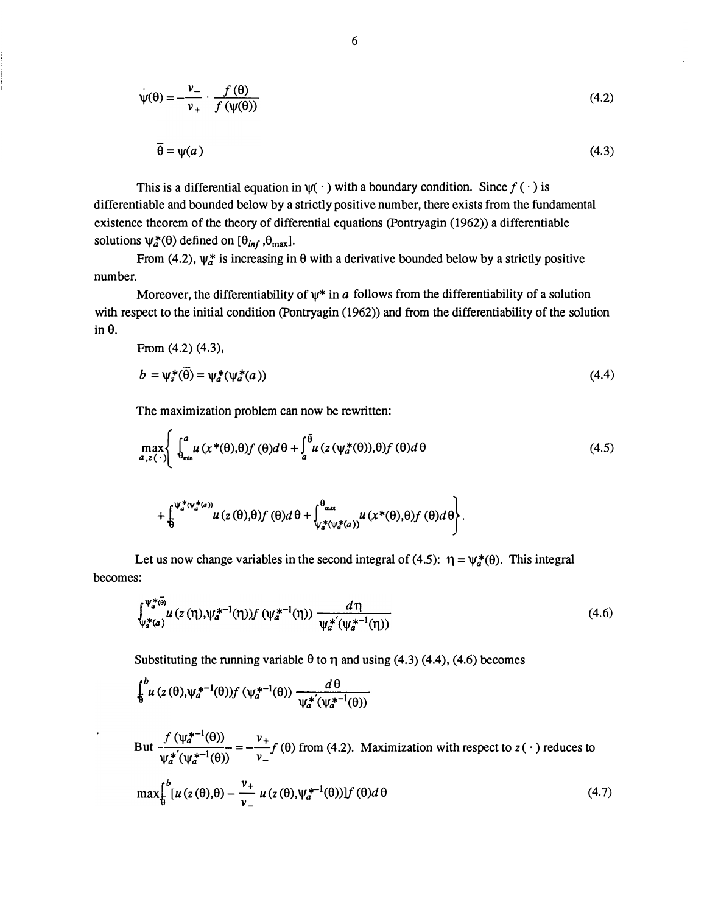$$\dot{\psi}(\theta) = -\frac{v_-}{v_+} \cdot \frac{f(\theta)}{f(\psi(\theta))} \tag{4.2}$$

$$\bar{\theta} = \psi(a) \tag{4.3}$$

This is a differential equation in $\psi(\cdot)$ with a boundary condition. Since $f(\cdot)$ is differentiable and bounded below by a strictly positive number, there exists from the fundamental existence theorem of the theory of differential equations (Pontryagin (1962)) a differentiable solutions $\psi_a^*(\theta)$ defined on $[\theta_{inf}, \theta_{max}]$.

From (4.2), $\psi_a^*$ is increasing in $\theta$ with a derivative bounded below by a strictly positive number.

Moreover, the differentiability of $\psi^*$ in $a$ follows from the differentiability of a solution with respect to the initial condition (Pontryagin (1962)) and from the differentiability of the solution in $\theta$.

From (4.2) (4.3),

$$b = \psi_s^*(\bar{\theta}) = \psi_a^*(\psi_a^*(a)) \tag{4.4}$$

The maximization problem can now be rewritten:

$$\max_{a, z(\cdot)} \left\{ \int_{\theta_{min}}^{a} u(x^*(\theta), \theta) f(\theta) d\theta + \int_{a}^{\bar{\theta}} u(z(\psi_a^*(\theta)), \theta) f(\theta) d\theta \right. \tag{4.5}$$

$$\left. + \int_{\bar{\theta}}^{\psi_a^*(\psi_a^*(a))} u(z(\theta), \theta) f(\theta) d\theta + \int_{\psi_a^*(\psi_a^*(a))}^{\theta_{max}} u(x^*(\theta), \theta) f(\theta) d\theta \right\}.$$

Let us now change variables in the second integral of (4.5): $\eta = \psi_a^*(\theta)$. This integral becomes:

$$\int_{\psi_a^*(a)}^{\psi_a^*(\bar{\theta})} u(z(\eta), \psi_a^{*-1}(\eta)) f(\psi_a^{*-1}(\eta)) \frac{d\eta}{\psi_a^{*'}(\psi_a^{*-1}(\eta))} \tag{4.6}$$

Substituting the running variable $\theta$ to $\eta$ and using (4.3) (4.4), (4.6) becomes

$$\int_{\bar{\theta}}^{b} u(z(\theta), \psi_a^{*-1}(\theta)) f(\psi_a^{*-1}(\theta)) \frac{d\theta}{\psi_a^{*'}(\psi_a^{*-1}(\theta))}$$

But $\dfrac{f(\psi_a^{*-1}(\theta))}{\psi_a^{*'}(\psi_a^{*-1}(\theta))} = -\dfrac{v_+}{v_-} f(\theta)$ from (4.2). Maximization with respect to $z(\cdot)$ reduces to

$$\max \int_{\bar{\theta}}^{b} \left[ u(z(\theta), \theta) - \frac{v_+}{v_-} u(z(\theta), \psi_a^{*-1}(\theta)) \right] f(\theta) d\theta \tag{4.7}$$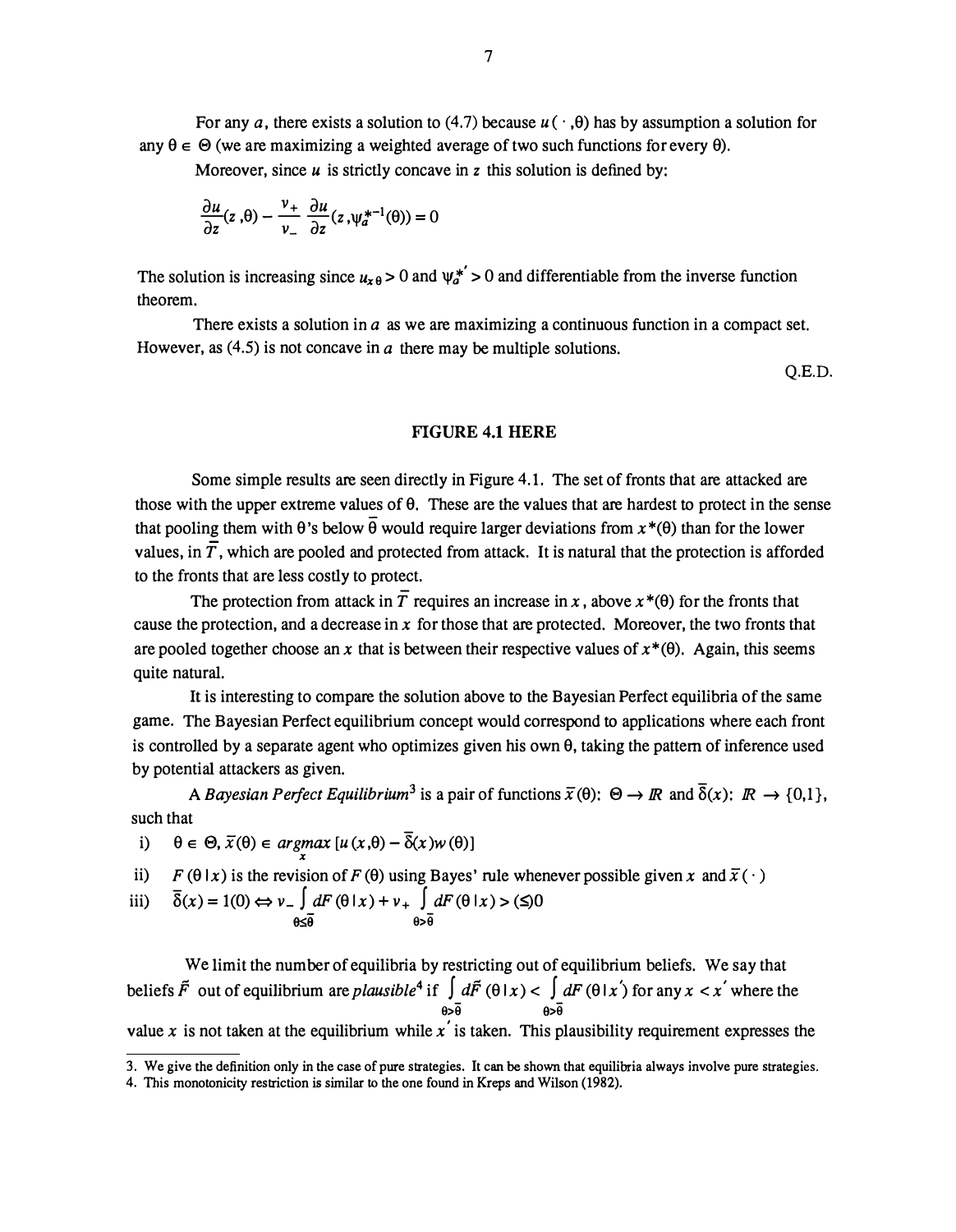For any $a$, there exists a solution to (4.7) because $u(\cdot, \theta)$ has by assumption a solution for any $\theta \in \Theta$ (we are maximizing a weighted average of two such functions for every $\theta$).

Moreover, since $u$ is strictly concave in $z$ this solution is defined by:

$$\frac{\partial u}{\partial z}(z, \theta) - \frac{v_+}{v_-}\frac{\partial u}{\partial z}(z, \psi_a^{*-1}(\theta)) = 0$$

The solution is increasing since $u_{x\theta} > 0$ and $\psi_a^{*'} > 0$ and differentiable from the inverse function theorem.

There exists a solution in $a$ as we are maximizing a continuous function in a compact set. However, as (4.5) is not concave in $a$ there may be multiple solutions.

Q.E.D.

**FIGURE 4.1 HERE**

Some simple results are seen directly in Figure 4.1. The set of fronts that are attacked are those with the upper extreme values of $\theta$. These are the values that are hardest to protect in the sense that pooling them with $\theta$'s below $\bar{\theta}$ would require larger deviations from $x^*(\theta)$ than for the lower values, in $\bar{T}$, which are pooled and protected from attack. It is natural that the protection is afforded to the fronts that are less costly to protect.

The protection from attack in $\bar{T}$ requires an increase in $x$, above $x^*(\theta)$ for the fronts that cause the protection, and a decrease in $x$ for those that are protected. Moreover, the two fronts that are pooled together choose an $x$ that is between their respective values of $x^*(\theta)$. Again, this seems quite natural.

It is interesting to compare the solution above to the Bayesian Perfect equilibria of the same game. The Bayesian Perfect equilibrium concept would correspond to applications where each front is controlled by a separate agent who optimizes given his own $\theta$, taking the pattern of inference used by potential attackers as given.

A *Bayesian Perfect Equilibrium*[3] is a pair of functions $\bar{x}(\theta)$: $\Theta \rightarrow \mathbb{R}$ and $\bar{\delta}(x)$: $\mathbb{R} \rightarrow \{0,1\}$, such that

i) $\theta \in \Theta$, $\bar{x}(\theta) \in \underset{x}{argmax}\,[u(x, \theta) - \bar{\delta}(x) w(\theta)]$

ii) $F(\theta \mid x)$ is the revision of $F(\theta)$ using Bayes' rule whenever possible given $x$ and $\bar{x}(\cdot)$

iii) $\bar{\delta}(x) = 1(0) \Leftrightarrow v_- \int_{\theta \leq \bar{\theta}} dF(\theta \mid x) + v_+ \int_{\theta > \bar{\theta}} dF(\theta \mid x) > (\leq) 0$

We limit the number of equilibria by restricting out of equilibrium beliefs. We say that beliefs $\tilde{F}$ out of equilibrium are *plausible*[4] if $\int_{\theta > \bar{\theta}} d\tilde{F}(\theta \mid x) < \int_{\theta > \bar{\theta}} dF(\theta \mid x')$ for any $x < x'$ where the value $x$ is not taken at the equilibrium while $x'$ is taken. This plausibility requirement expresses the

3. We give the definition only in the case of pure strategies. It can be shown that equilibria always involve pure strategies.

4. This monotonicity restriction is similar to the one found in Kreps and Wilson (1982).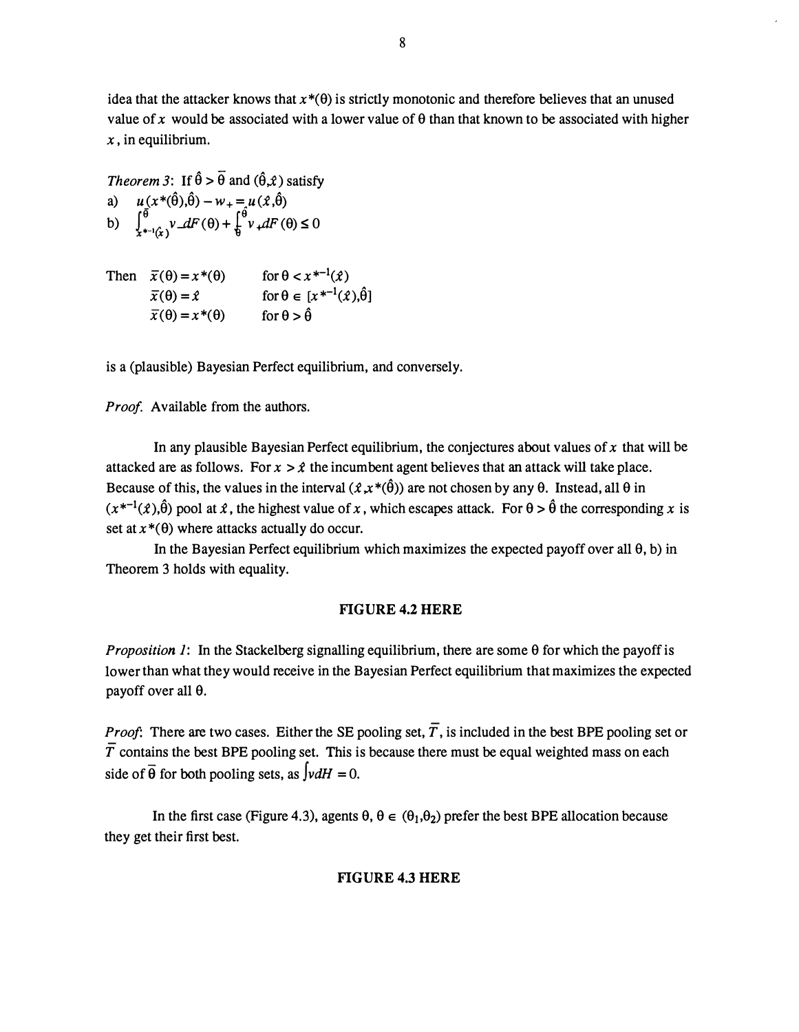idea that the attacker knows that $x^*(\theta)$ is strictly monotonic and therefore believes that an unused value of $x$ would be associated with a lower value of $\theta$ than that known to be associated with higher $x$, in equilibrium.

*Theorem 3*: If $\hat{\theta} > \bar{\theta}$ and $(\hat{\theta}, \hat{x})$ satisfy

a) $u(x^*(\hat{\theta}), \hat{\theta}) - w_+ = u(\hat{x}, \hat{\theta})$

b) $\int_{x^{*-1}(\hat{x})}^{\bar{\theta}} v_- dF(\theta) + \int_{\bar{\theta}}^{\hat{\theta}} v_+ dF(\theta) \leq 0$

Then
$$\bar{x}(\theta) = x^*(\theta) \quad \text{for } \theta < x^{*-1}(\hat{x})$$
$$\bar{x}(\theta) = \hat{x} \quad \text{for } \theta \in [x^{*-1}(\hat{x}), \hat{\theta}]$$
$$\bar{x}(\theta) = x^*(\theta) \quad \text{for } \theta > \hat{\theta}$$

is a (plausible) Bayesian Perfect equilibrium, and conversely.

*Proof.* Available from the authors.

In any plausible Bayesian Perfect equilibrium, the conjectures about values of $x$ that will be attacked are as follows. For $x > \hat{x}$ the incumbent agent believes that an attack will take place. Because of this, the values in the interval $(\hat{x}, x^*(\hat{\theta}))$ are not chosen by any $\theta$. Instead, all $\theta$ in $(x^{*-1}(\hat{x}), \hat{\theta})$ pool at $\hat{x}$, the highest value of $x$, which escapes attack. For $\theta > \hat{\theta}$ the corresponding $x$ is set at $x^*(\theta)$ where attacks actually do occur.

In the Bayesian Perfect equilibrium which maximizes the expected payoff over all $\theta$, b) in Theorem 3 holds with equality.

**FIGURE 4.2 HERE**

*Proposition 1*: In the Stackelberg signalling equilibrium, there are some $\theta$ for which the payoff is lower than what they would receive in the Bayesian Perfect equilibrium that maximizes the expected payoff over all $\theta$.

*Proof*: There are two cases. Either the SE pooling set, $\bar{T}$, is included in the best BPE pooling set or $\bar{T}$ contains the best BPE pooling set. This is because there must be equal weighted mass on each side of $\bar{\theta}$ for both pooling sets, as $\int v dH = 0$.

In the first case (Figure 4.3), agents $\theta$, $\theta \in (\theta_1, \theta_2)$ prefer the best BPE allocation because they get their first best.

**FIGURE 4.3 HERE**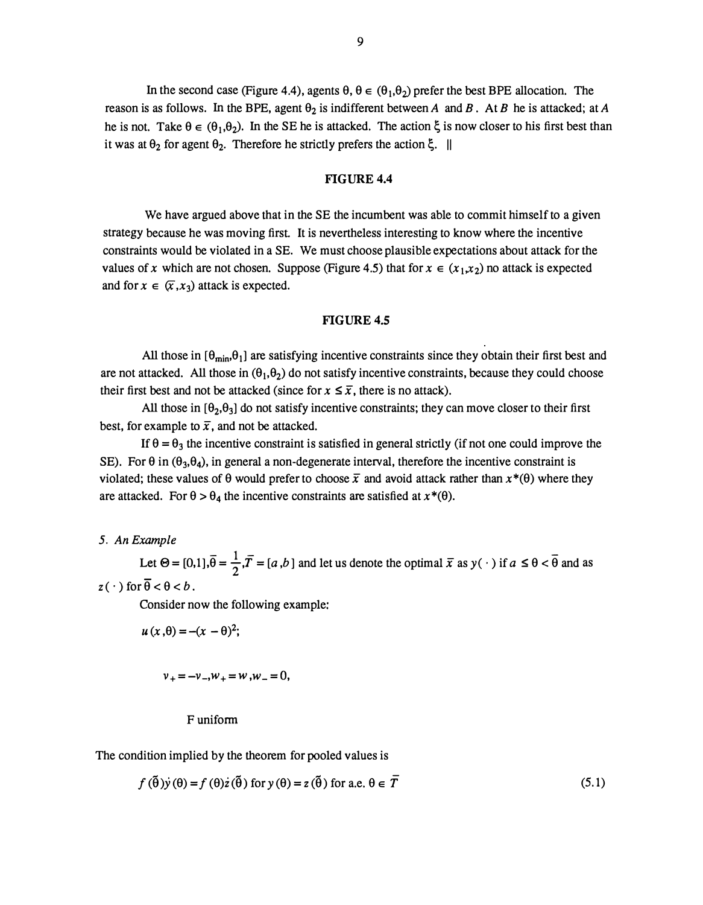In the second case (Figure 4.4), agents $\theta$, $\theta \in (\theta_1, \theta_2)$ prefer the best BPE allocation. The reason is as follows. In the BPE, agent $\theta_2$ is indifferent between $A$ and $B$. At $B$ he is attacked; at $A$ he is not. Take $\theta \in (\theta_1, \theta_2)$. In the SE he is attacked. The action $\xi$ is now closer to his first best than it was at $\theta_2$ for agent $\theta_2$. Therefore he strictly prefers the action $\xi$. ||

**FIGURE 4.4**

We have argued above that in the SE the incumbent was able to commit himself to a given strategy because he was moving first. It is nevertheless interesting to know where the incentive constraints would be violated in a SE. We must choose plausible expectations about attack for the values of $x$ which are not chosen. Suppose (Figure 4.5) that for $x \in (x_1, x_2)$ no attack is expected and for $x \in (\bar{x}, x_3)$ attack is expected.

**FIGURE 4.5**

All those in $[\theta_{min}, \theta_1]$ are satisfying incentive constraints since they obtain their first best and are not attacked. All those in $(\theta_1, \theta_2)$ do not satisfy incentive constraints, because they could choose their first best and not be attacked (since for $x \leq \bar{x}$, there is no attack).

All those in $[\theta_2, \theta_3]$ do not satisfy incentive constraints; they can move closer to their first best, for example to $\bar{x}$, and not be attacked.

If $\theta = \theta_3$ the incentive constraint is satisfied in general strictly (if not one could improve the SE). For $\theta$ in $(\theta_3, \theta_4)$, in general a non-degenerate interval, therefore the incentive constraint is violated; these values of $\theta$ would prefer to choose $\bar{x}$ and avoid attack rather than $x^*(\theta)$ where they are attacked. For $\theta > \theta_4$ the incentive constraints are satisfied at $x^*(\theta)$.

*5. An Example*

Let $\Theta = [0,1], \bar{\theta} = \frac{1}{2}, \bar{T} = [a, b]$ and let us denote the optimal $\bar{x}$ as $y(\cdot)$ if $a \leq \theta < \bar{\theta}$ and as $z(\cdot)$ for $\bar{\theta} < \theta < b$.

Consider now the following example:

$$u(x, \theta) = -(x - \theta)^2;$$

$$v_+ = -v_-, w_+ = w, w_- = 0,$$

F uniform

The condition implied by the theorem for pooled values is

$$f(\tilde{\theta})\dot{y}(\theta) = f(\theta)\dot{z}(\tilde{\theta}) \text{ for } y(\theta) = z(\tilde{\theta}) \text{ for a.e. } \theta \in \bar{T} \tag{5.1}$$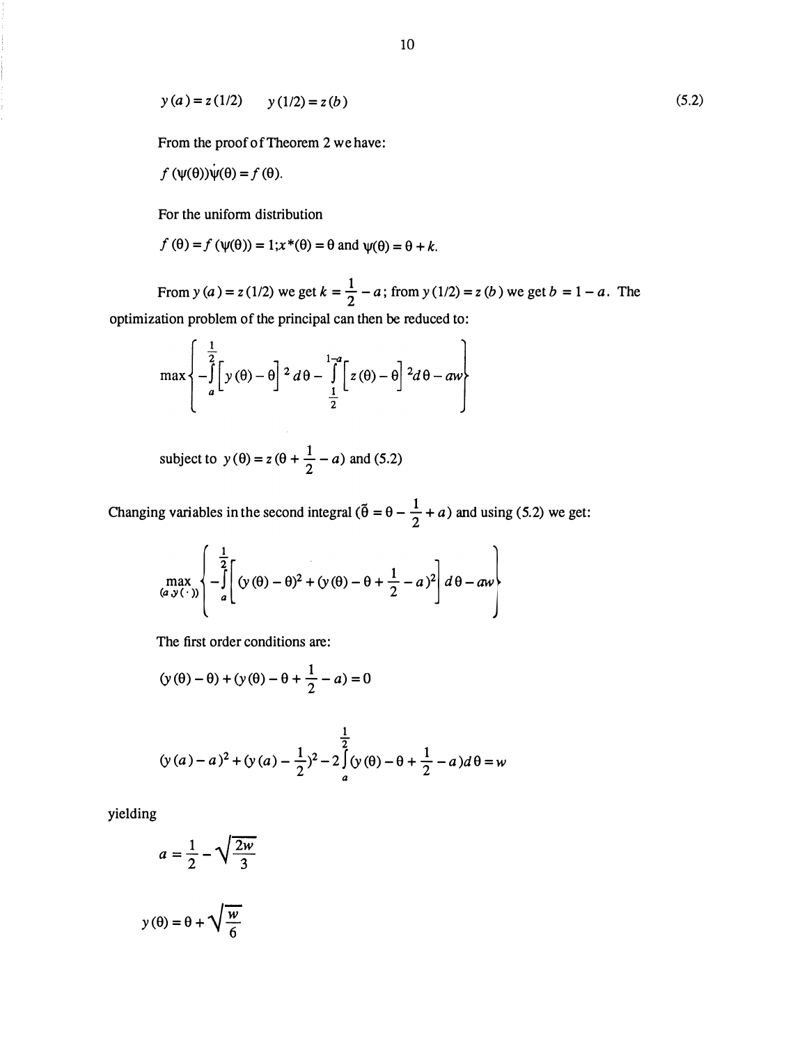$$y(a) = z(1/2) \qquad y(1/2) = z(b) \tag{5.2}$$

From the proof of Theorem 2 we have:

$$f(\psi(\theta))\dot{\psi}(\theta) = f(\theta).$$

For the uniform distribution

$$f(\theta) = f(\psi(\theta)) = 1; x^*(\theta) = \theta \text{ and } \psi(\theta) = \theta + k.$$

From $y(a) = z(1/2)$ we get $k = \frac{1}{2} - a$; from $y(1/2) = z(b)$ we get $b = 1 - a$. The optimization problem of the principal can then be reduced to:

$$\max \left\{ -\int_a^{\frac{1}{2}} \left[ y(\theta) - \theta \right]^2 d\theta - \int_{\frac{1}{2}}^{1-a} \left[ z(\theta) - \theta \right]^2 d\theta - aw \right\}$$

subject to $y(\theta) = z(\theta + \frac{1}{2} - a)$ and (5.2)

Changing variables in the second integral ($\tilde{\theta} = \theta - \frac{1}{2} + a$) and using (5.2) we get:

$$\max_{(a, y(\cdot))} \left\{ -\int_a^{\frac{1}{2}} \left[ (y(\theta) - \theta)^2 + (y(\theta) - \theta + \frac{1}{2} - a)^2 \right] d\theta - aw \right\}$$

The first order conditions are:

$$(y(\theta) - \theta) + (y(\theta) - \theta + \frac{1}{2} - a) = 0$$

$$(y(a) - a)^2 + (y(a) - \frac{1}{2})^2 - 2\int_a^{\frac{1}{2}} (y(\theta) - \theta + \frac{1}{2} - a) d\theta = w$$

yielding

$$a = \frac{1}{2} - \sqrt{\frac{2w}{3}}$$

$$y(\theta) = \theta + \sqrt{\frac{w}{6}}$$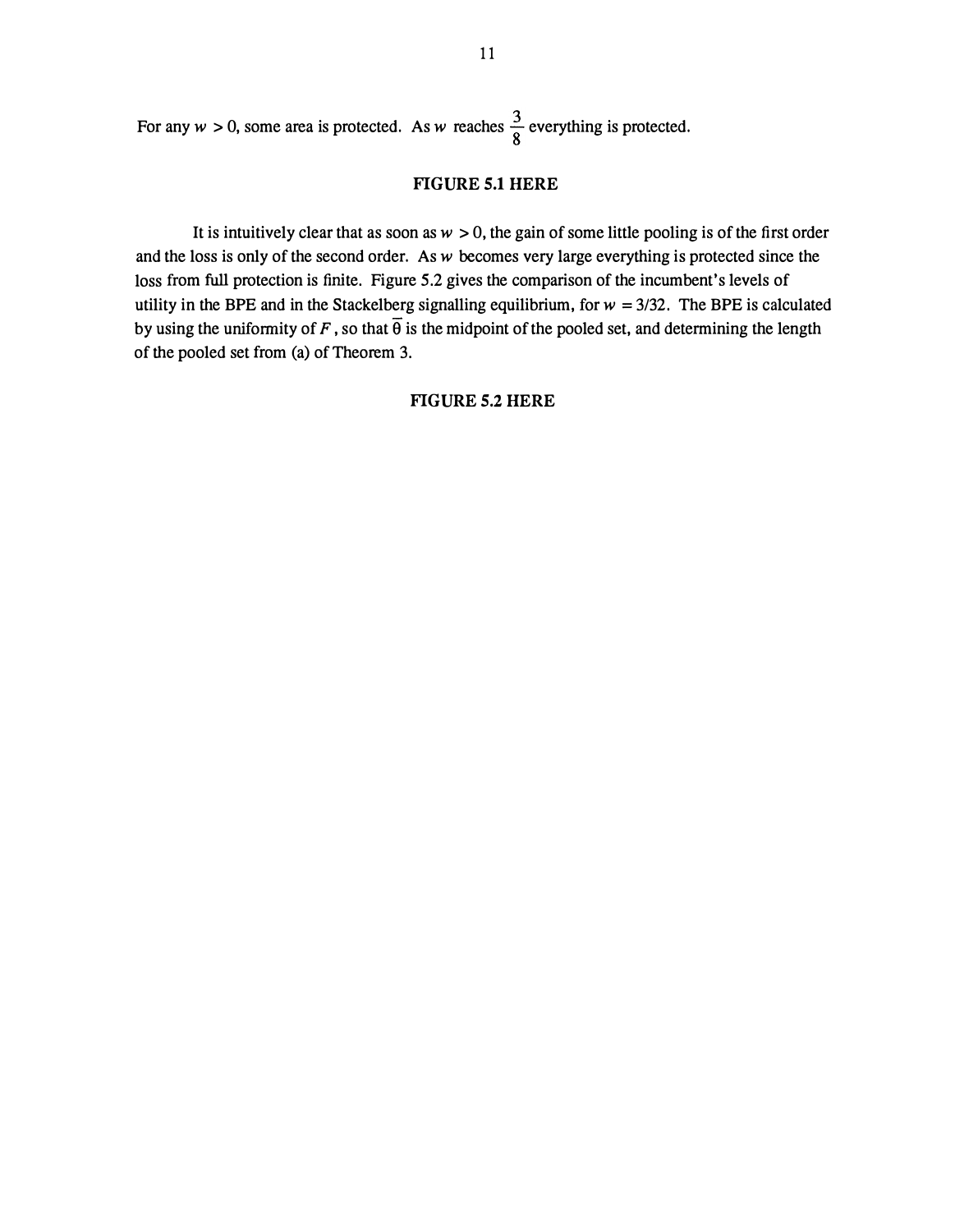For any $w > 0$, some area is protected. As $w$ reaches $\frac{3}{8}$ everything is protected.

**FIGURE 5.1 HERE**

It is intuitively clear that as soon as $w > 0$, the gain of some little pooling is of the first order and the loss is only of the second order. As $w$ becomes very large everything is protected since the loss from full protection is finite. Figure 5.2 gives the comparison of the incumbent's levels of utility in the BPE and in the Stackelberg signalling equilibrium, for $w = 3/32$. The BPE is calculated by using the uniformity of $F$, so that $\bar{\theta}$ is the midpoint of the pooled set, and determining the length of the pooled set from (a) of Theorem 3.

**FIGURE 5.2 HERE**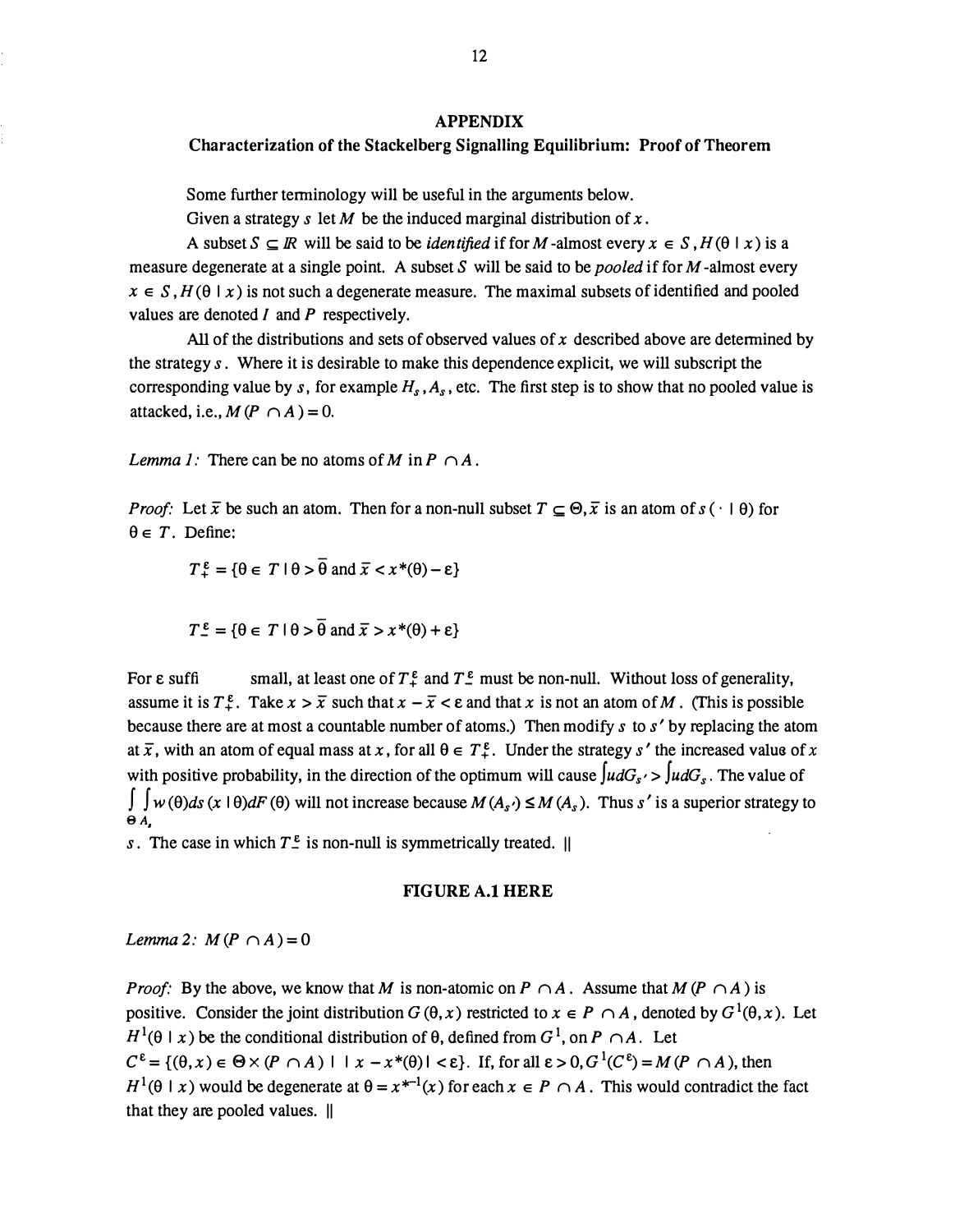# APPENDIX

## Characterization of the Stackelberg Signalling Equilibrium: Proof of Theorem

Some further terminology will be useful in the arguments below.

Given a strategy $s$ let $M$ be the induced marginal distribution of $x$.

A subset $S \subseteq I\!R$ will be said to be *identified* if for $M$-almost every $x \in S$, $H(\theta \mid x)$ is a measure degenerate at a single point. A subset $S$ will be said to be *pooled* if for $M$-almost every $x \in S$, $H(\theta \mid x)$ is not such a degenerate measure. The maximal subsets of identified and pooled values are denoted $I$ and $P$ respectively.

All of the distributions and sets of observed values of $x$ described above are determined by the strategy $s$. Where it is desirable to make this dependence explicit, we will subscript the corresponding value by $s$, for example $H_s$, $A_s$, etc. The first step is to show that no pooled value is attacked, i.e., $M(P \cap A) = 0$.

*Lemma 1:* There can be no atoms of $M$ in $P \cap A$.

*Proof:* Let $\bar{x}$ be such an atom. Then for a non-null subset $T \subseteq \Theta, \bar{x}$ is an atom of $s(\cdot \mid \theta)$ for $\theta \in T$. Define:

$$T_+^\varepsilon = \{\theta \in T \mid \theta > \bar{\theta} \text{ and } \bar{x} < x^*(\theta) - \varepsilon\}$$

$$T_-^\varepsilon = \{\theta \in T \mid \theta > \bar{\theta} \text{ and } \bar{x} > x^*(\theta) + \varepsilon\}$$

For $\varepsilon$ suffi small, at least one of $T_+^\varepsilon$ and $T_-^\varepsilon$ must be non-null. Without loss of generality, assume it is $T_+^\varepsilon$. Take $x > \bar{x}$ such that $x - \bar{x} < \varepsilon$ and that $x$ is not an atom of $M$. (This is possible because there are at most a countable number of atoms.) Then modify $s$ to $s'$ by replacing the atom at $\bar{x}$, with an atom of equal mass at $x$, for all $\theta \in T_+^\varepsilon$. Under the strategy $s'$ the increased value of $x$ with positive probability, in the direction of the optimum will cause $\int u dG_{s'} > \int u dG_s$. The value of $\int_{\Theta} \int_{A_s} w(\theta) ds(x \mid \theta) dF(\theta)$ will not increase because $M(A_{s'}) \leq M(A_s)$. Thus $s'$ is a superior strategy to $s$. The case in which $T_-^\varepsilon$ is non-null is symmetrically treated. ||

**FIGURE A.1 HERE**

*Lemma 2:* $M(P \cap A) = 0$

*Proof:* By the above, we know that $M$ is non-atomic on $P \cap A$. Assume that $M(P \cap A)$ is positive. Consider the joint distribution $G(\theta, x)$ restricted to $x \in P \cap A$, denoted by $G^1(\theta, x)$. Let $H^1(\theta \mid x)$ be the conditional distribution of $\theta$, defined from $G^1$, on $P \cap A$. Let $C^\varepsilon = \{(\theta, x) \in \Theta \times (P \cap A) \mid |x - x^*(\theta)| < \varepsilon\}$. If, for all $\varepsilon > 0, G^1(C^\varepsilon) = M(P \cap A)$, then $H^1(\theta \mid x)$ would be degenerate at $\theta = x^{*-1}(x)$ for each $x \in P \cap A$. This would contradict the fact that they are pooled values. ||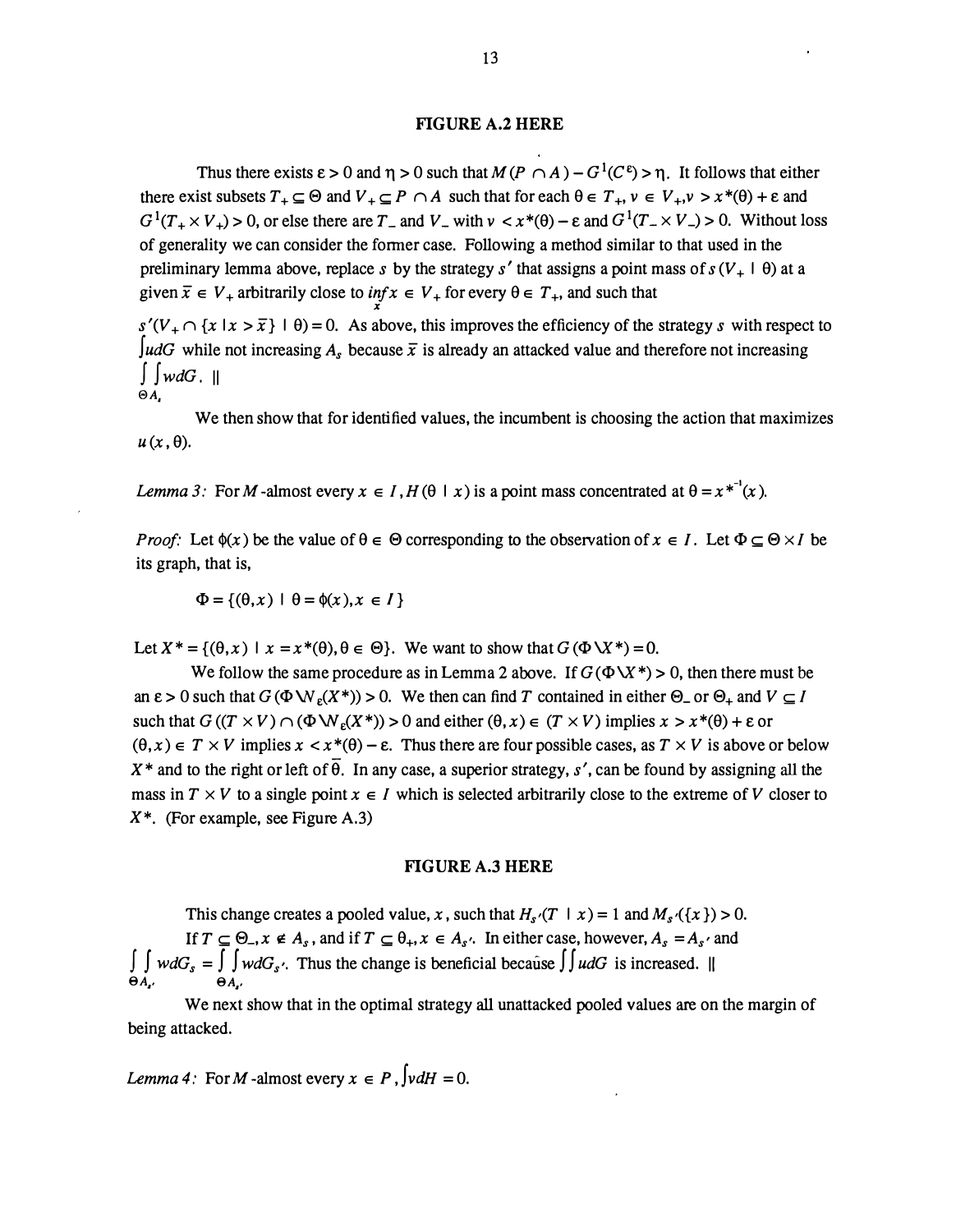**FIGURE A.2 HERE**

Thus there exists $\varepsilon > 0$ and $\eta > 0$ such that $M(P \cap A) - G^1(C^\varepsilon) > \eta$. It follows that either there exist subsets $T_+ \subseteq \Theta$ and $V_+ \subseteq P \cap A$ such that for each $\theta \in T_+$, $v \in V_+$, $v > x^*(\theta) + \varepsilon$ and $G^1(T_+ \times V_+) > 0$, or else there are $T_-$ and $V_-$ with $v < x^*(\theta) - \varepsilon$ and $G^1(T_- \times V_-) > 0$. Without loss of generality we can consider the former case. Following a method similar to that used in the preliminary lemma above, replace $s$ by the strategy $s'$ that assigns a point mass of $s(V_+ \mid \theta)$ at a given $\bar{x} \in V_+$ arbitrarily close to $\inf_x x \in V_+$ for every $\theta \in T_+$, and such that $s'(V_+ \cap \{x \mid x > \bar{x}\} \mid \theta) = 0$. As above, this improves the efficiency of the strategy $s$ with respect to $\int udG$ while not increasing $A_s$ because $\bar{x}$ is already an attacked value and therefore not increasing $\int_{\Theta} \int_{A_s} wdG$. ||

We then show that for identified values, the incumbent is choosing the action that maximizes $u(x, \theta)$.

*Lemma 3:* For $M$-almost every $x \in I$, $H(\theta \mid x)$ is a point mass concentrated at $\theta = x^{*^{-1}}(x)$.

*Proof:* Let $\phi(x)$ be the value of $\theta \in \Theta$ corresponding to the observation of $x \in I$. Let $\Phi \subseteq \Theta \times I$ be its graph, that is,

$$\Phi = \{(\theta, x) \mid \theta = \phi(x), x \in I\}$$

Let $X^* = \{(\theta, x) \mid x = x^*(\theta), \theta \in \Theta\}$. We want to show that $G(\Phi \backslash X^*) = 0$.

We follow the same procedure as in Lemma 2 above. If $G(\Phi \backslash X^*) > 0$, then there must be an $\varepsilon > 0$ such that $G(\Phi \backslash W_\varepsilon(X^*)) > 0$. We then can find $T$ contained in either $\Theta_-$ or $\Theta_+$ and $V \subseteq I$ such that $G((T \times V) \cap (\Phi \backslash W_\varepsilon(X^*)) > 0$ and either $(\theta, x) \in (T \times V)$ implies $x > x^*(\theta) + \varepsilon$ or $(\theta, x) \in T \times V$ implies $x < x^*(\theta) - \varepsilon$. Thus there are four possible cases, as $T \times V$ is above or below $X^*$ and to the right or left of $\bar{\theta}$. In any case, a superior strategy, $s'$, can be found by assigning all the mass in $T \times V$ to a single point $x \in I$ which is selected arbitrarily close to the extreme of $V$ closer to $X^*$. (For example, see Figure A.3)

**FIGURE A.3 HERE**

This change creates a pooled value, $x$, such that $H_{s'}(T \mid x) = 1$ and $M_{s'}(\{x\}) > 0$.

If $T \subseteq \Theta_-$, $x \notin A_s$, and if $T \subseteq \Theta_+$, $x \in A_{s'}$. In either case, however, $A_s = A_{s'}$ and $\int_{\Theta} \int_{A_{s'}} wdG_s = \int_{\Theta} \int_{A_{s'}} wdG_{s'}$. Thus the change is beneficial because $\int \int udG$ is increased. ||

We next show that in the optimal strategy all unattacked pooled values are on the margin of being attacked.

*Lemma 4:* For $M$-almost every $x \in P$, $\int vdH = 0$.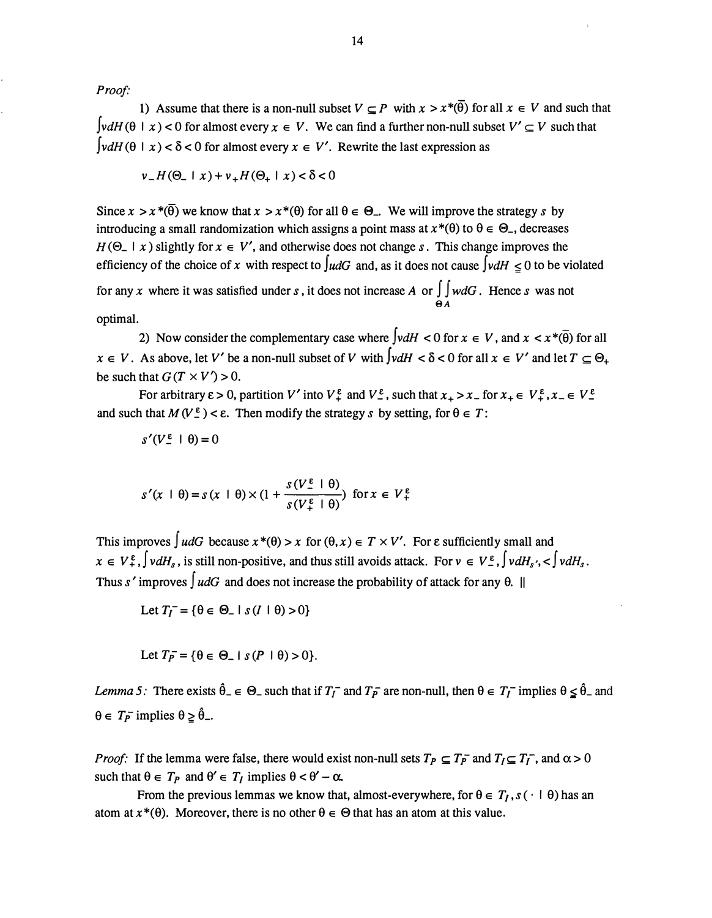*Proof:*

1) Assume that there is a non-null subset $V \subseteq P$ with $x > x^*(\bar{\theta})$ for all $x \in V$ and such that $\int v dH(\theta \mid x) < 0$ for almost every $x \in V$. We can find a further non-null subset $V' \subseteq V$ such that $\int v dH(\theta \mid x) < \delta < 0$ for almost every $x \in V'$. Rewrite the last expression as

$$v_- H(\Theta_- \mid x) + v_+ H(\Theta_+ \mid x) < \delta < 0$$

Since $x > x^*(\bar{\theta})$ we know that $x > x^*(\theta)$ for all $\theta \in \Theta_-$. We will improve the strategy $s$ by introducing a small randomization which assigns a point mass at $x^*(\theta)$ to $\theta \in \Theta_-$, decreases $H(\Theta_- \mid x)$ slightly for $x \in V'$, and otherwise does not change $s$. This change improves the efficiency of the choice of $x$ with respect to $\int u dG$ and, as it does not cause $\int v dH \leqq 0$ to be violated for any $x$ where it was satisfied under $s$, it does not increase $A$ or $\int_{\Theta} \int_{A} w dG$. Hence $s$ was not optimal.

2) Now consider the complementary case where $\int v dH < 0$ for $x \in V$, and $x < x^*(\bar{\theta})$ for all $x \in V$. As above, let $V'$ be a non-null subset of $V$ with $\int v dH < \delta < 0$ for all $x \in V'$ and let $T \subseteq \Theta_+$ be such that $G(T \times V') > 0$.

For arbitrary $\varepsilon > 0$, partition $V'$ into $V_+^\varepsilon$ and $V_-^\varepsilon$, such that $x_+ > x_-$ for $x_+ \in V_+^\varepsilon, x_- \in V_-^\varepsilon$ and such that $M(V_-^\varepsilon) < \varepsilon$. Then modify the strategy $s$ by setting, for $\theta \in T$:

$$s'(V_-^\varepsilon \mid \theta) = 0$$

$$s'(x \mid \theta) = s(x \mid \theta) \times \left(1 + \frac{s(V_-^\varepsilon \mid \theta)}{s(V_+^\varepsilon \mid \theta)}\right) \text{ for } x \in V_+^\varepsilon$$

This improves $\int u dG$ because $x^*(\theta) > x$ for $(\theta, x) \in T \times V'$. For $\varepsilon$ sufficiently small and $x \in V_+^\varepsilon, \int v dH_s$, is still non-positive, and thus still avoids attack. For $v \in V_-^\varepsilon, \int v dH_{s'} < \int v dH_s$. Thus $s'$ improves $\int u dG$ and does not increase the probability of attack for any $\theta$. ||

Let $T_I^- = \{\theta \in \Theta_- \mid s(I \mid \theta) > 0\}$

Let $T_P^- = \{\theta \in \Theta_- \mid s(P \mid \theta) > 0\}$.

*Lemma 5:* There exists $\hat{\theta}_- \in \Theta_-$ such that if $T_I^-$ and $T_P^-$ are non-null, then $\theta \in T_I^-$ implies $\theta \leqq \hat{\theta}_-$ and $\theta \in T_P^-$ implies $\theta \geqq \hat{\theta}_-$.

*Proof:* If the lemma were false, there would exist non-null sets $T_P \subseteq T_P^-$ and $T_I \subseteq T_I^-$, and $\alpha > 0$ such that $\theta \in T_P$ and $\theta' \in T_I$ implies $\theta < \theta' - \alpha$.

From the previous lemmas we know that, almost-everywhere, for $\theta \in T_I, s(\cdot \mid \theta)$ has an atom at $x^*(\theta)$. Moreover, there is no other $\theta \in \Theta$ that has an atom at this value.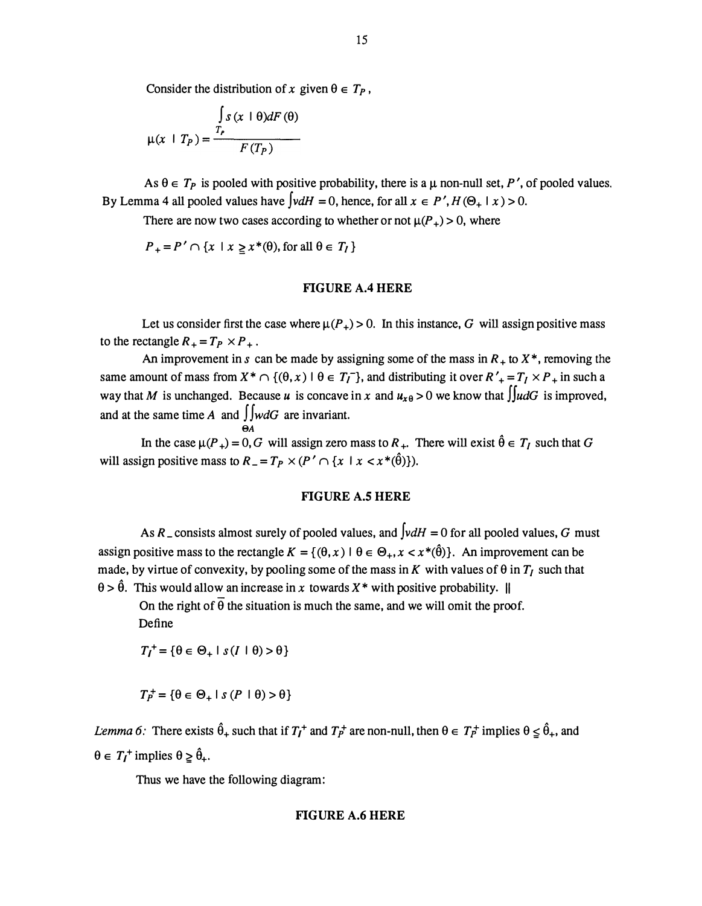Consider the distribution of $x$ given $\theta \in T_P$,

$$\mu(x \mid T_P) = \frac{\int\limits_{T_P} s(x \mid \theta) dF(\theta)}{F(T_P)}$$

As $\theta \in T_P$ is pooled with positive probability, there is a $\mu$ non-null set, $P'$, of pooled values. By Lemma 4 all pooled values have $\int v dH = 0$, hence, for all $x \in P', H(\Theta_+ \mid x) > 0$.

There are now two cases according to whether or not $\mu(P_+) > 0$, where

$P_+ = P' \cap \{x \mid x \geqq x^*(\theta), \text{for all } \theta \in T_I\}$

**FIGURE A.4 HERE**

Let us consider first the case where $\mu(P_+) > 0$. In this instance, $G$ will assign positive mass to the rectangle $R_+ = T_P \times P_+$.

An improvement in $s$ can be made by assigning some of the mass in $R_+$ to $X^*$, removing the same amount of mass from $X^* \cap \{(\theta, x) \mid \theta \in T_I^-\}$, and distributing it over $R'_+ = T_I \times P_+$ in such a way that $M$ is unchanged. Because $u$ is concave in $x$ and $u_{x\theta} > 0$ we know that $\iint u dG$ is improved, and at the same time $A$ and $\iint\limits_{\Theta A} w dG$ are invariant.

In the case $\mu(P_+) = 0, G$ will assign zero mass to $R_+$. There will exist $\hat{\theta} \in T_I$ such that $G$ will assign positive mass to $R_- = T_P \times (P' \cap \{x \mid x < x^*(\hat{\theta})\})$.

**FIGURE A.5 HERE**

As $R_-$ consists almost surely of pooled values, and $\int v dH = 0$ for all pooled values, $G$ must assign positive mass to the rectangle $K = \{(\theta, x) \mid \theta \in \Theta_+, x < x^*(\hat{\theta})\}$. An improvement can be made, by virtue of convexity, by pooling some of the mass in $K$ with values of $\theta$ in $T_I$ such that $\theta > \hat{\theta}$. This would allow an increase in $x$ towards $X^*$ with positive probability. ||

On the right of $\bar{\theta}$ the situation is much the same, and we will omit the proof.

Define

$$T_I^+ = \{\theta \in \Theta_+ \mid s(I \mid \theta) > \theta\}$$

$$T_P^+ = \{\theta \in \Theta_+ \mid s(P \mid \theta) > \theta\}$$

*Lemma 6:* There exists $\hat{\theta}_+$ such that if $T_I^+$ and $T_P^+$ are non-null, then $\theta \in T_P^+$ implies $\theta \leqq \hat{\theta}_+$, and $\theta \in T_I^+$ implies $\theta \geqq \hat{\theta}_+$.

Thus we have the following diagram:

**FIGURE A.6 HERE**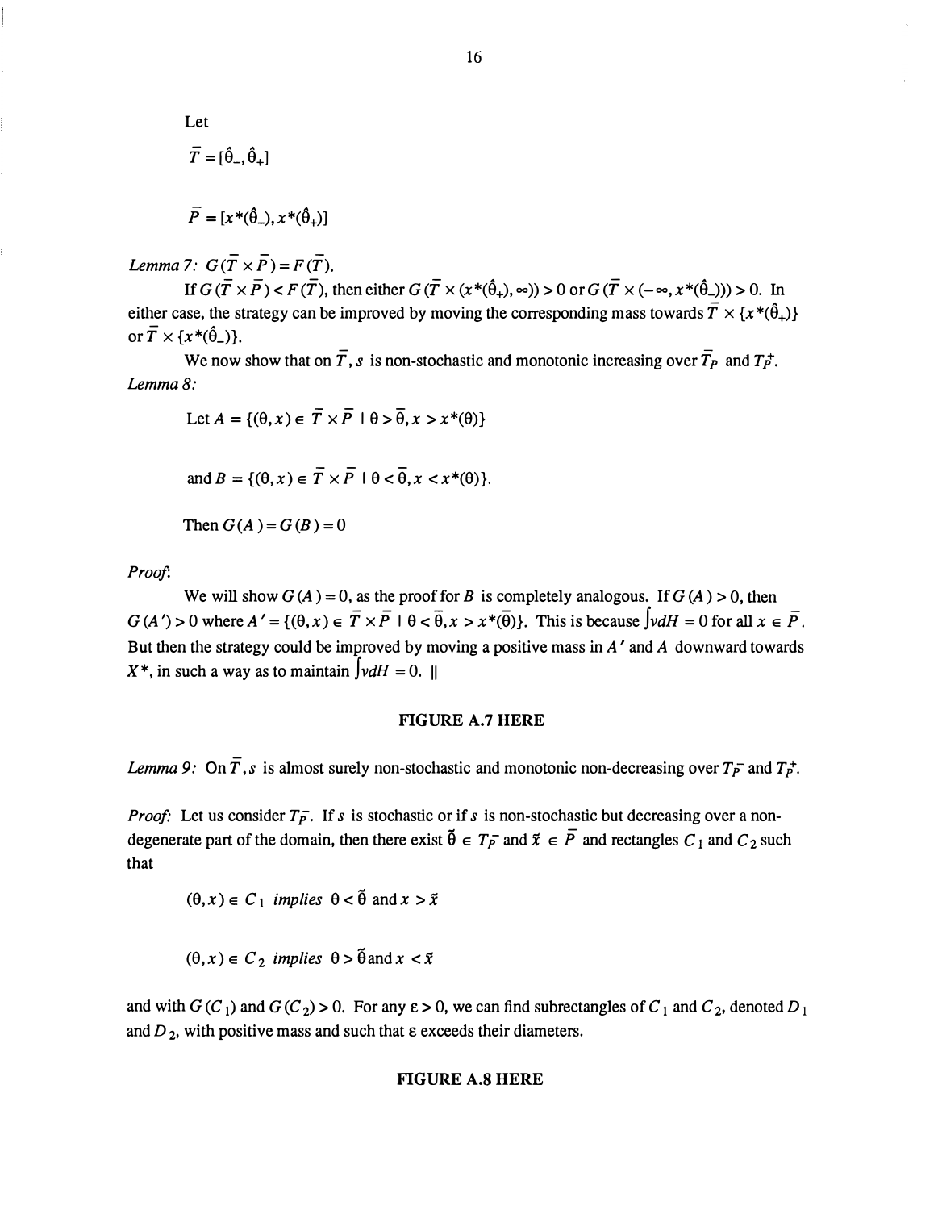Let

$$\bar{T} = [\hat{\theta}_-, \hat{\theta}_+]$$

$$\bar{P} = [x^*(\hat{\theta}_-), x^*(\hat{\theta}_+)]$$

*Lemma 7:* $G(\bar{T} \times \bar{P}) = F(\bar{T})$.

If $G(\bar{T} \times \bar{P}) < F(\bar{T})$, then either $G(\bar{T} \times (x^*(\hat{\theta}_+), \infty)) > 0$ or $G(\bar{T} \times (-\infty, x^*(\hat{\theta}_-))) > 0$. In either case, the strategy can be improved by moving the corresponding mass towards $\bar{T} \times \{x^*(\hat{\theta}_+)\}$ or $\bar{T} \times \{x^*(\hat{\theta}_-)\}$.

We now show that on $\bar{T}$, $s$ is non-stochastic and monotonic increasing over $\bar{T}_P$ and $T_{\bar{P}}^+$.

*Lemma 8:*

Let $A = \{(\theta, x) \in \bar{T} \times \bar{P} \mid \theta > \bar{\theta}, x > x^*(\theta)\}$

and $B = \{(\theta, x) \in \bar{T} \times \bar{P} \mid \theta < \bar{\theta}, x < x^*(\theta)\}$.

Then $G(A) = G(B) = 0$

*Proof:*

We will show $G(A) = 0$, as the proof for $B$ is completely analogous. If $G(A) > 0$, then $G(A') > 0$ where $A' = \{(\theta, x) \in \bar{T} \times \bar{P} \mid \theta < \bar{\theta}, x > x^*(\bar{\theta})\}$. This is because $\int v dH = 0$ for all $x \in \bar{P}$. But then the strategy could be improved by moving a positive mass in $A'$ and $A$ downward towards $X^*$, in such a way as to maintain $\int v dH = 0$. ||

**FIGURE A.7 HERE**

*Lemma 9:* On $\bar{T}, s$ is almost surely non-stochastic and monotonic non-decreasing over $T_{\bar{P}}^-$ and $T_{\bar{P}}^+$.

*Proof:* Let us consider $T_{\bar{P}}^-$. If $s$ is stochastic or if $s$ is non-stochastic but decreasing over a non-degenerate part of the domain, then there exist $\tilde{\theta} \in T_{\bar{P}}^-$ and $\tilde{x} \in \bar{P}$ and rectangles $C_1$ and $C_2$ such that

$(\theta, x) \in C_1$ *implies* $\theta < \tilde{\theta}$ and $x > \tilde{x}$

$(\theta, x) \in C_2$ *implies* $\theta > \tilde{\theta}$ and $x < \tilde{x}$

and with $G(C_1)$ and $G(C_2) > 0$. For any $\varepsilon > 0$, we can find subrectangles of $C_1$ and $C_2$, denoted $D_1$ and $D_2$, with positive mass and such that $\varepsilon$ exceeds their diameters.

**FIGURE A.8 HERE**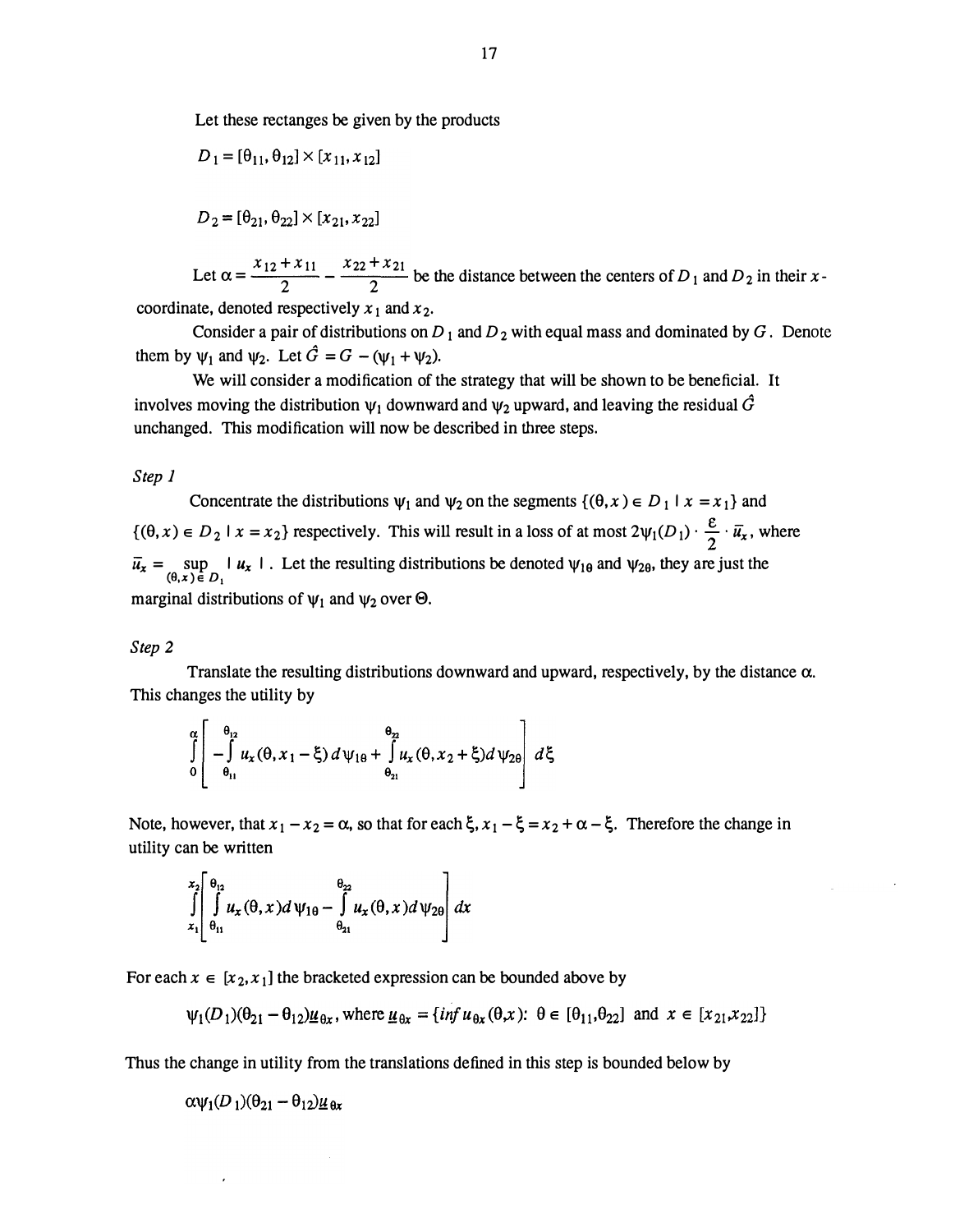Let these rectanges be given by the products

$$D_1 = [\theta_{11}, \theta_{12}] \times [x_{11}, x_{12}]$$

$$D_2 = [\theta_{21}, \theta_{22}] \times [x_{21}, x_{22}]$$

Let $\alpha = \dfrac{x_{12} + x_{11}}{2} - \dfrac{x_{22} + x_{21}}{2}$ be the distance between the centers of $D_1$ and $D_2$ in their $x$-coordinate, denoted respectively $x_1$ and $x_2$.

Consider a pair of distributions on $D_1$ and $D_2$ with equal mass and dominated by $G$. Denote them by $\psi_1$ and $\psi_2$. Let $\hat{G} = G - (\psi_1 + \psi_2)$.

We will consider a modification of the strategy that will be shown to be beneficial. It involves moving the distribution $\psi_1$ downward and $\psi_2$ upward, and leaving the residual $\hat{G}$ unchanged. This modification will now be described in three steps.

*Step 1*

Concentrate the distributions $\psi_1$ and $\psi_2$ on the segments $\{(\theta, x) \in D_1 \mid x = x_1\}$ and $\{(\theta, x) \in D_2 \mid x = x_2\}$ respectively. This will result in a loss of at most $2\psi_1(D_1) \cdot \frac{\varepsilon}{2} \cdot \bar{u}_x$, where $\bar{u}_x = \sup_{(\theta, x) \in D_1} \mid u_x \mid$. Let the resulting distributions be denoted $\psi_{1\theta}$ and $\psi_{2\theta}$, they are just the marginal distributions of $\psi_1$ and $\psi_2$ over $\Theta$.

*Step 2*

Translate the resulting distributions downward and upward, respectively, by the distance $\alpha$. This changes the utility by

$$\int_0^{\alpha} \left[ -\int_{\theta_{11}}^{\theta_{12}} u_x(\theta, x_1 - \xi)\, d\psi_{1\theta} + \int_{\theta_{21}}^{\theta_{22}} u_x(\theta, x_2 + \xi) d\psi_{2\theta} \right] d\xi$$

Note, however, that $x_1 - x_2 = \alpha$, so that for each $\xi$, $x_1 - \xi = x_2 + \alpha - \xi$. Therefore the change in utility can be written

$$\int_{x_1}^{x_2} \left[ \int_{\theta_{11}}^{\theta_{12}} u_x(\theta, x) d\psi_{1\theta} - \int_{\theta_{21}}^{\theta_{22}} u_x(\theta, x) d\psi_{2\theta} \right] dx$$

For each $x \in [x_2, x_1]$ the bracketed expression can be bounded above by

$$\psi_1(D_1)(\theta_{21} - \theta_{12})\underline{u}_{\theta x}, \text{ where } \underline{u}_{\theta x} = \{\inf u_{\theta x}(\theta, x):\ \theta \in [\theta_{11}, \theta_{22}] \text{ and } x \in [x_{21}, x_{22}]\}$$

Thus the change in utility from the translations defined in this step is bounded below by

$$\alpha \psi_1(D_1)(\theta_{21} - \theta_{12})\underline{u}_{\theta x}$$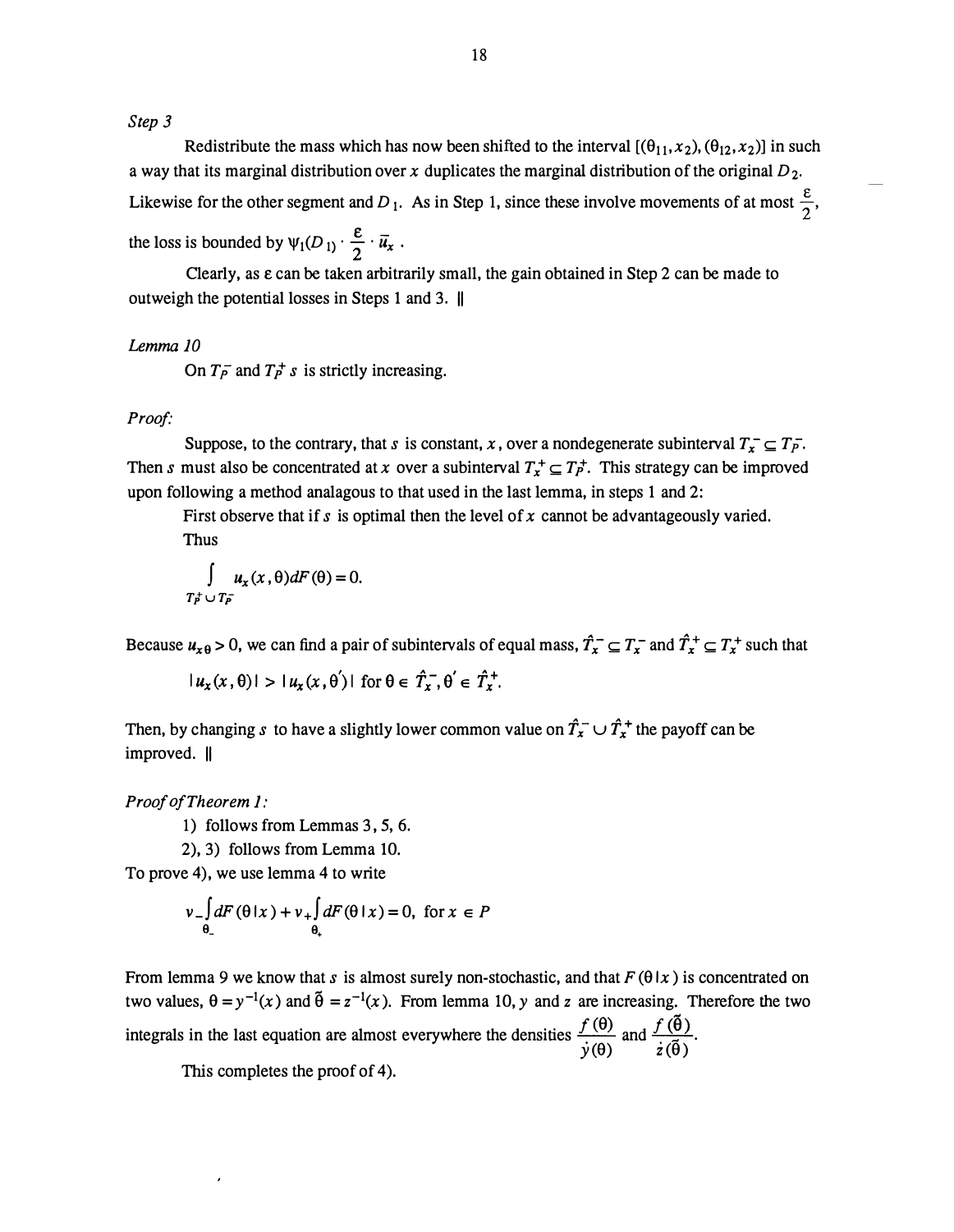*Step 3*

Redistribute the mass which has now been shifted to the interval $[(\theta_{11}, x_2), (\theta_{12}, x_2)]$ in such a way that its marginal distribution over $x$ duplicates the marginal distribution of the original $D_2$. Likewise for the other segment and $D_1$. As in Step 1, since these involve movements of at most $\frac{\varepsilon}{2}$, the loss is bounded by $\psi_1(D_1) \cdot \frac{\varepsilon}{2} \cdot \bar{u}_x$ .

Clearly, as $\varepsilon$ can be taken arbitrarily small, the gain obtained in Step 2 can be made to outweigh the potential losses in Steps 1 and 3. ||

*Lemma 10*

On $T_P^-$ and $T_P^+$ $s$ is strictly increasing.

*Proof:*

Suppose, to the contrary, that $s$ is constant, $x$, over a nondegenerate subinterval $T_x^- \subseteq T_P^-$. Then $s$ must also be concentrated at $x$ over a subinterval $T_x^+ \subseteq T_P^+$. This strategy can be improved upon following a method analagous to that used in the last lemma, in steps 1 and 2:

First observe that if $s$ is optimal then the level of $x$ cannot be advantageously varied. Thus

$$\int_{T_P^+ \cup T_P^-} u_x(x, \theta) dF(\theta) = 0.$$

Because $u_{x\theta} > 0$, we can find a pair of subintervals of equal mass, $\hat{T}_x^- \subseteq T_x^-$ and $\hat{T}_x^+ \subseteq T_x^+$ such that

$$|u_x(x, \theta)| > |u_x(x, \theta')| \text{ for } \theta \in \hat{T}_x^-, \theta' \in \hat{T}_x^+.$$

Then, by changing $s$ to have a slightly lower common value on $\hat{T}_x^- \cup \hat{T}_x^+$ the payoff can be improved. ||

*Proof of Theorem 1:*

1) follows from Lemmas 3, 5, 6.

2), 3) follows from Lemma 10.

To prove 4), we use lemma 4 to write

$$v_- \int_{\theta_-} dF(\theta \mid x) + v_+ \int_{\theta_+} dF(\theta \mid x) = 0, \text{ for } x \in P$$

From lemma 9 we know that $s$ is almost surely non-stochastic, and that $F(\theta \mid x)$ is concentrated on two values, $\theta = y^{-1}(x)$ and $\tilde{\theta} = z^{-1}(x)$. From lemma 10, $y$ and $z$ are increasing. Therefore the two integrals in the last equation are almost everywhere the densities $\frac{f(\theta)}{\dot{y}(\theta)}$ and $\frac{f(\tilde{\theta})}{\dot{z}(\tilde{\theta})}$.

This completes the proof of 4).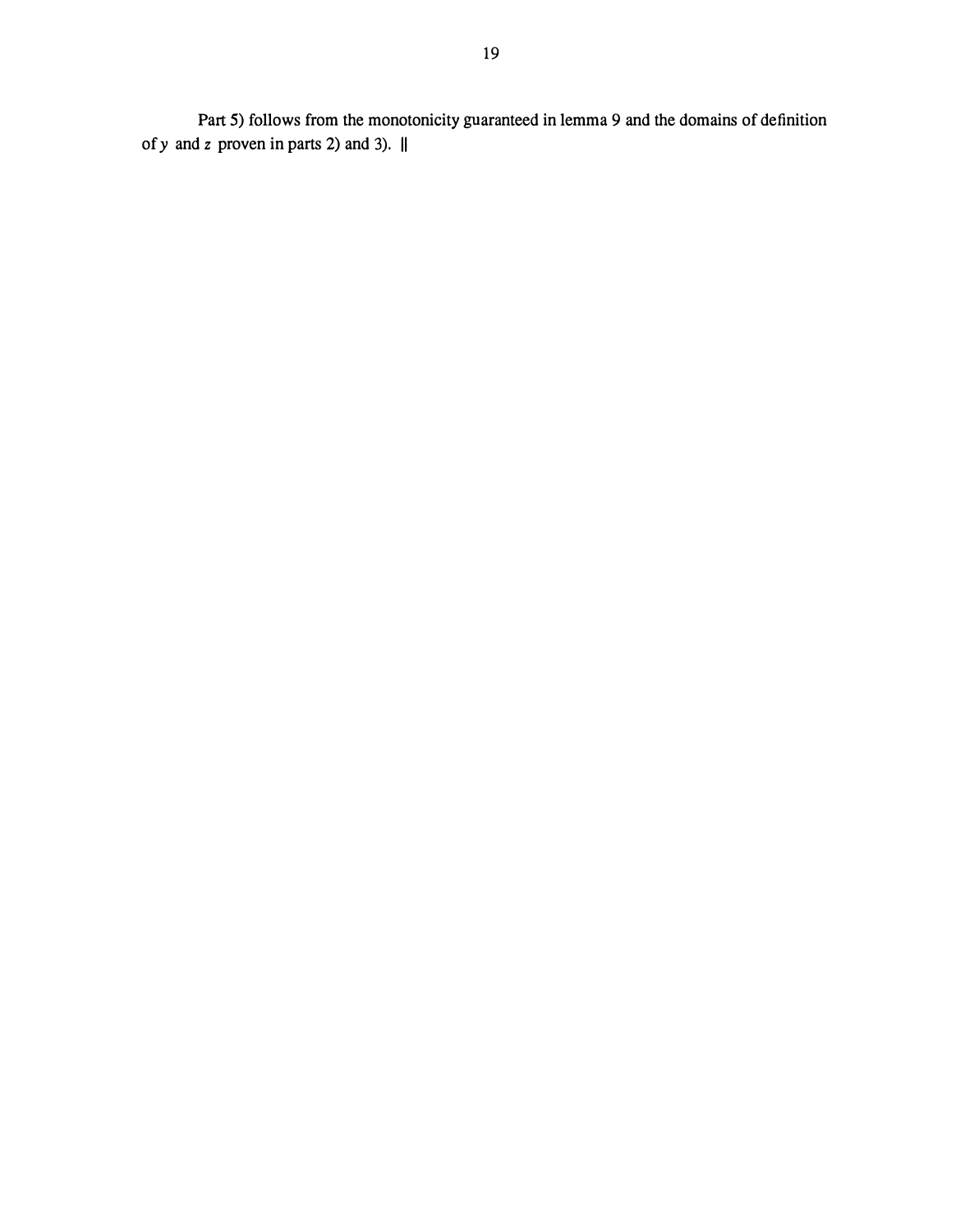Part 5) follows from the monotonicity guaranteed in lemma 9 and the domains of definition of $y$ and $z$ proven in parts 2) and 3). ||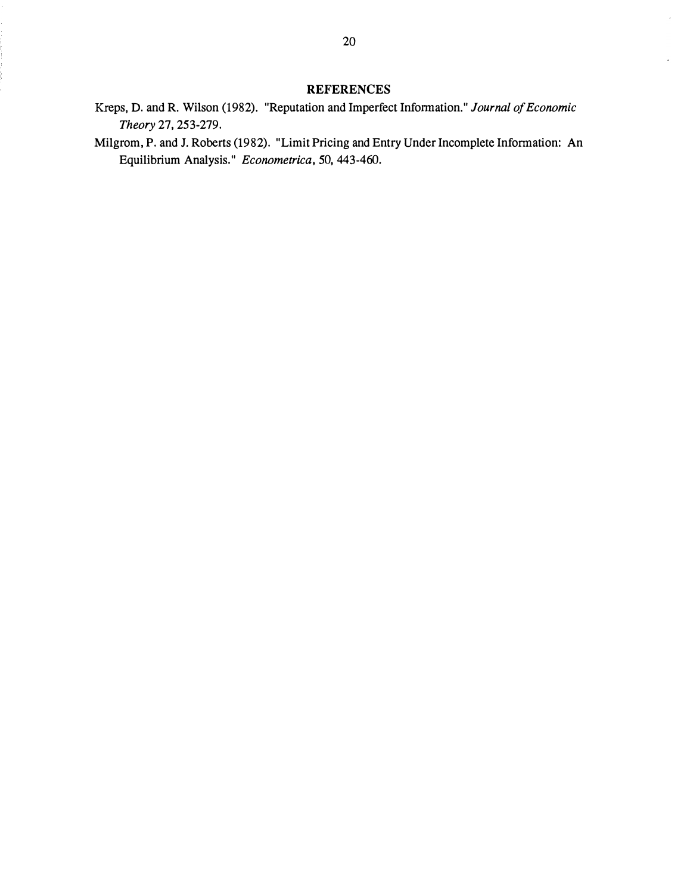## REFERENCES

Kreps, D. and R. Wilson (1982). "Reputation and Imperfect Information." *Journal of Economic Theory* 27, 253-279.

Milgrom, P. and J. Roberts (1982). "Limit Pricing and Entry Under Incomplete Information: An Equilibrium Analysis." *Econometrica*, 50, 443-460.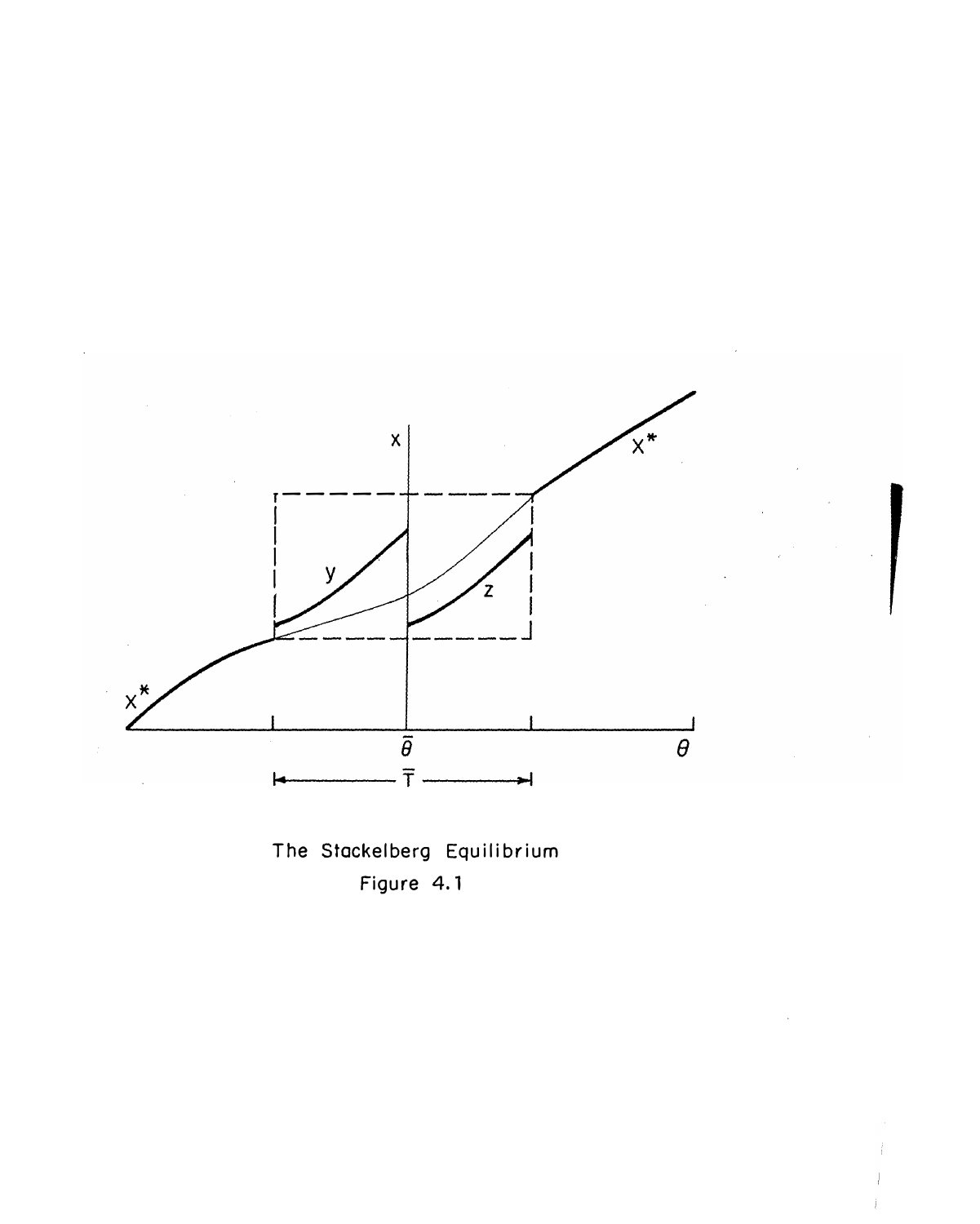The Stackelberg Equilibrium

Figure 4.1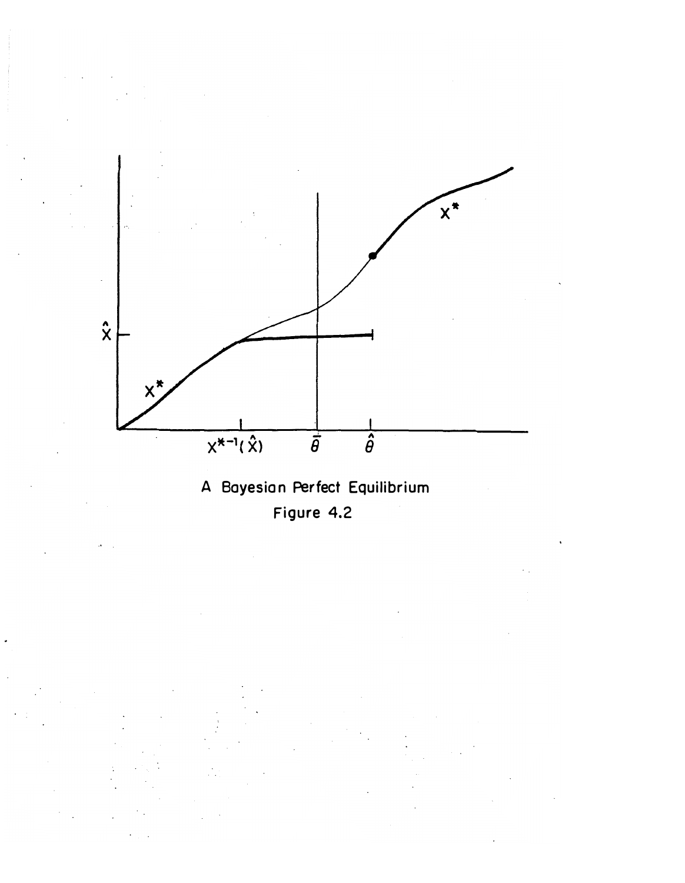A Bayesian Perfect Equilibrium

Figure 4.2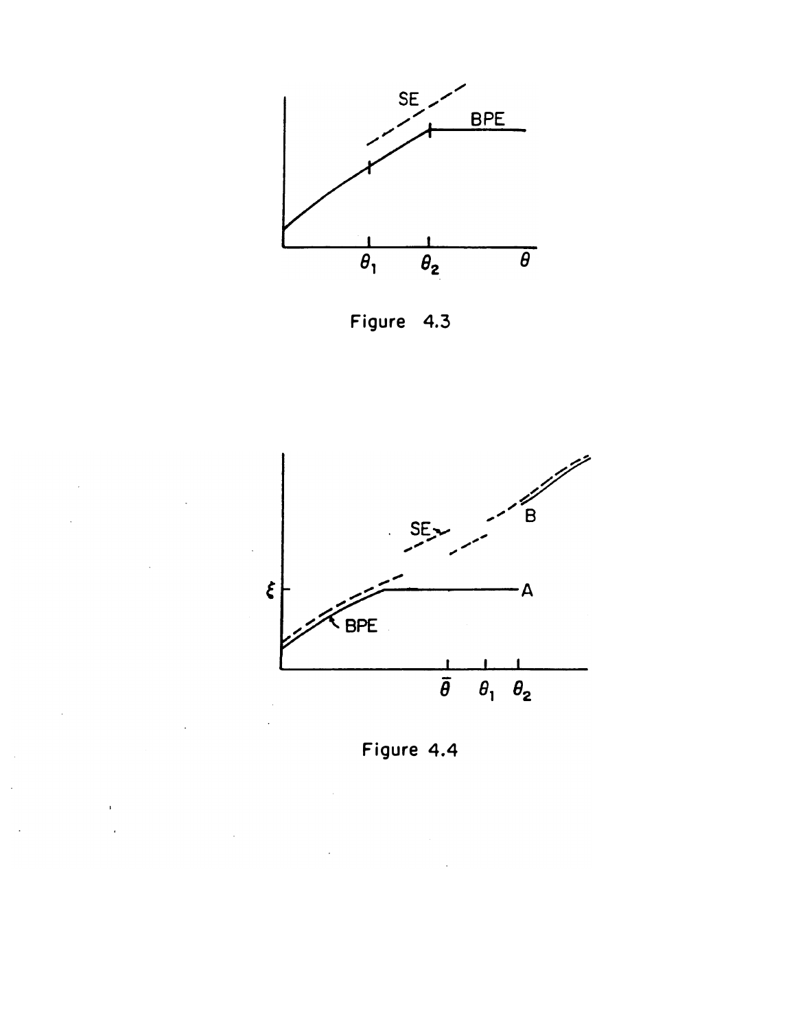Figure 4.3

Figure 4.4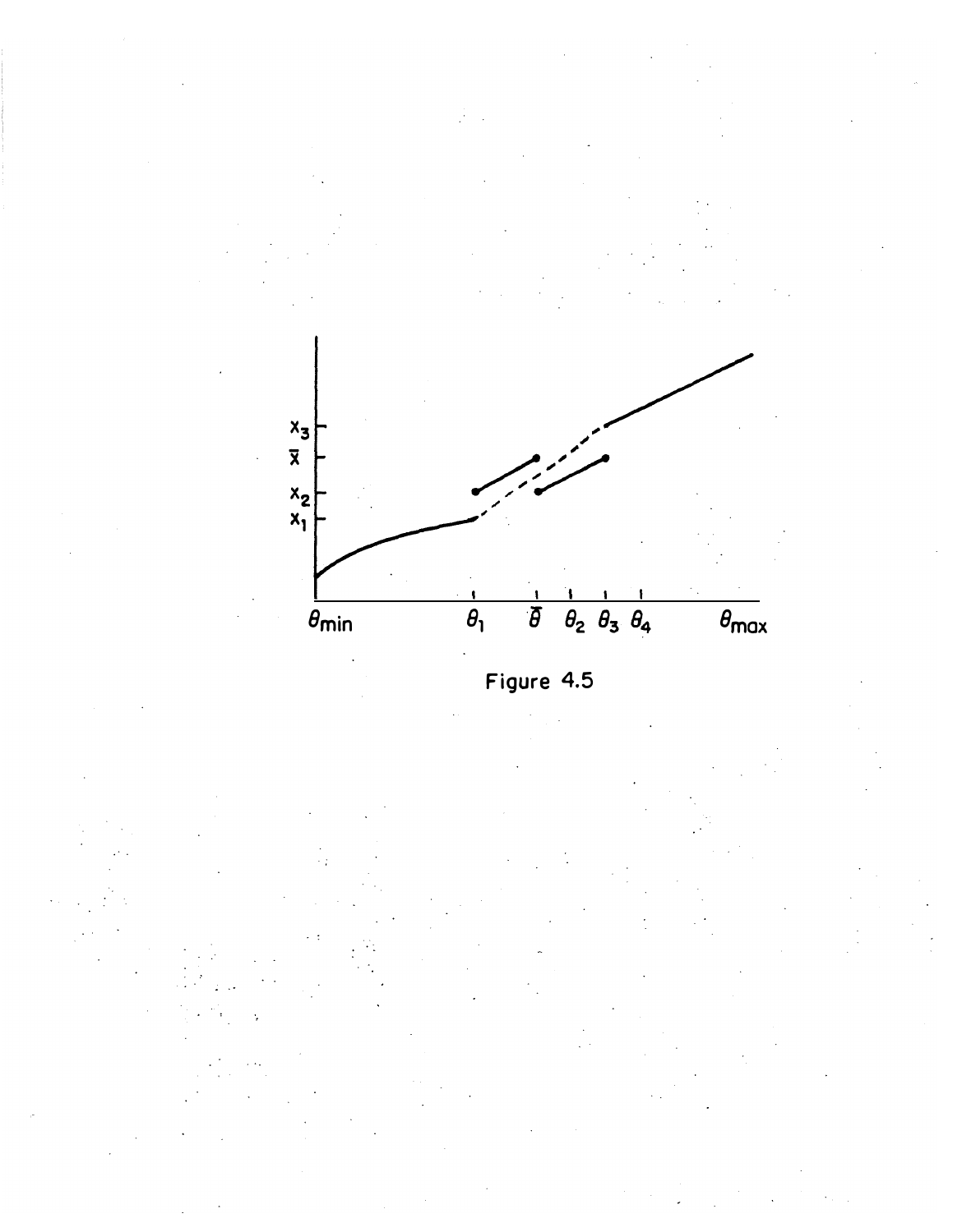Figure 4.5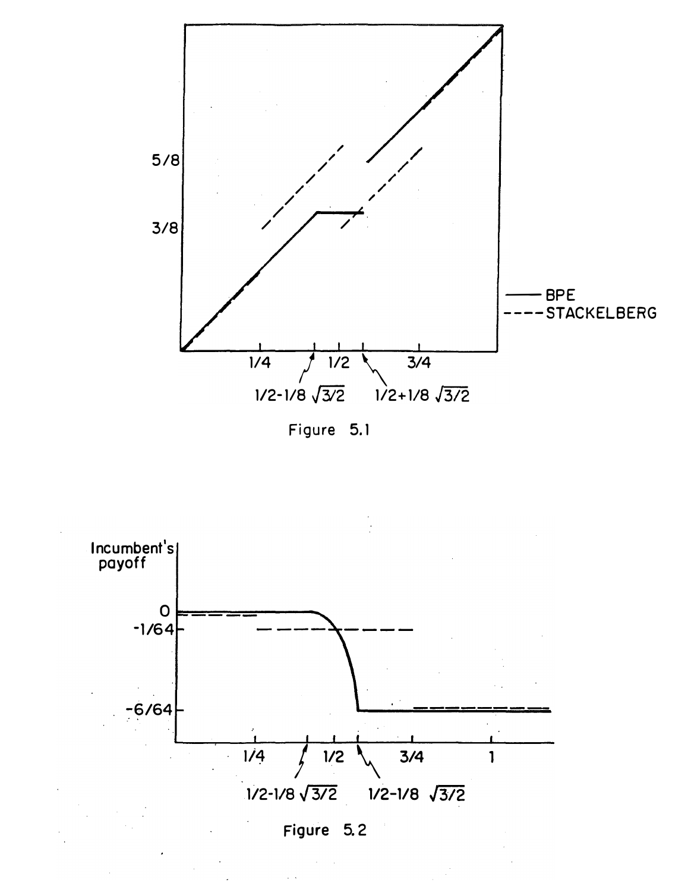| | |
|---|---|
| 5/8 | |
| 3/8 | |

— BPE
---- STACKELBERG

$1/4 \quad 1/2 \quad 3/4$

$1/2-1/8\sqrt{3/2} \qquad 1/2+1/8\sqrt{3/2}$

Figure 5.1

Incumbent's payoff

$0$

$-1/64$

$-6/64$

$1/4 \quad 1/2 \quad 3/4 \quad 1$

$1/2-1/8\sqrt{3/2} \qquad 1/2-1/8\sqrt{3/2}$

Figure 5.2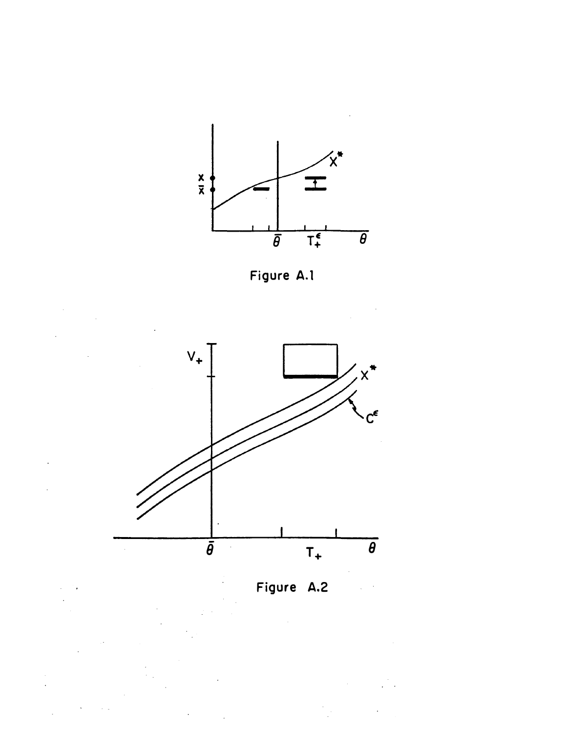Figure A.1

Figure A.2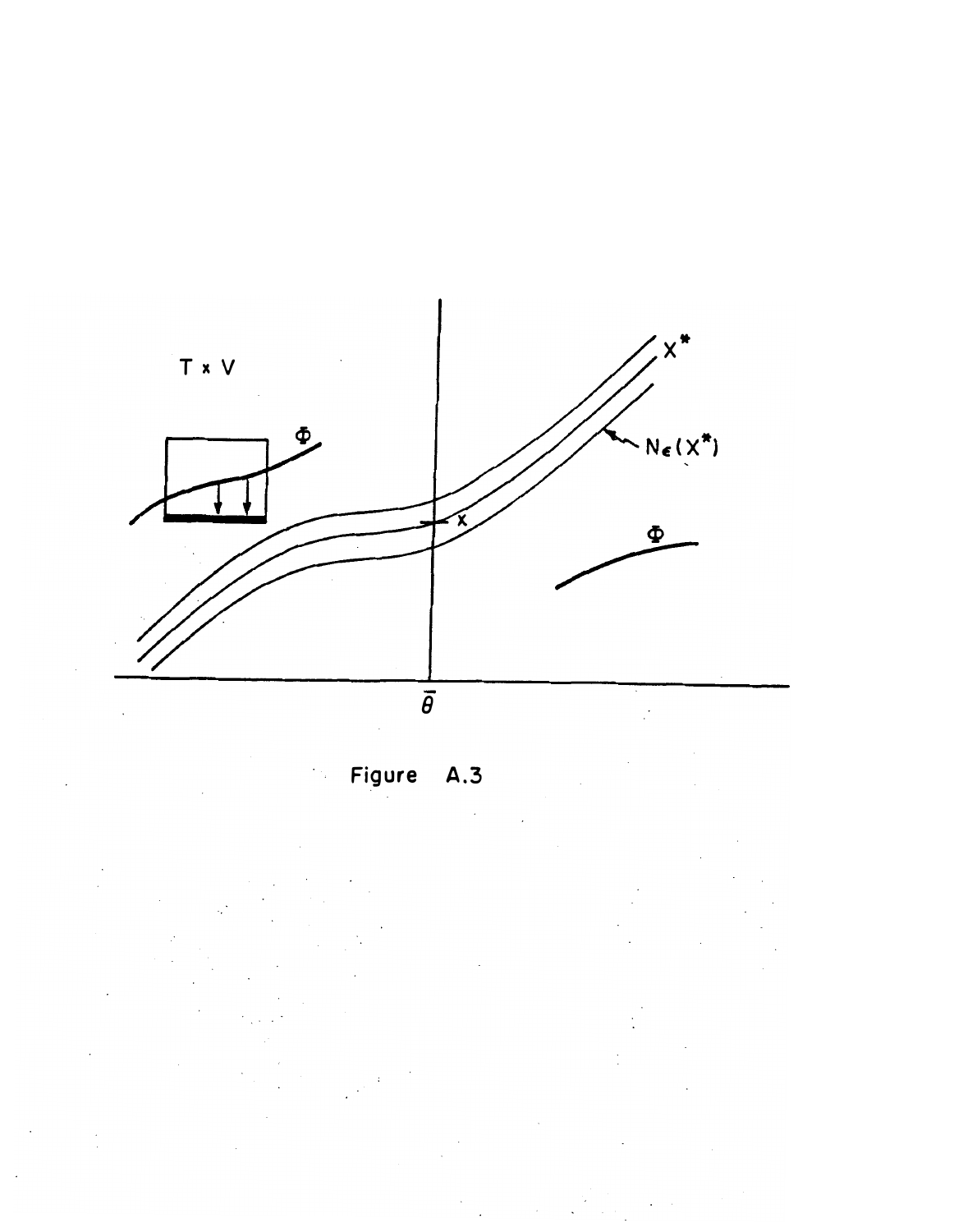Figure A.3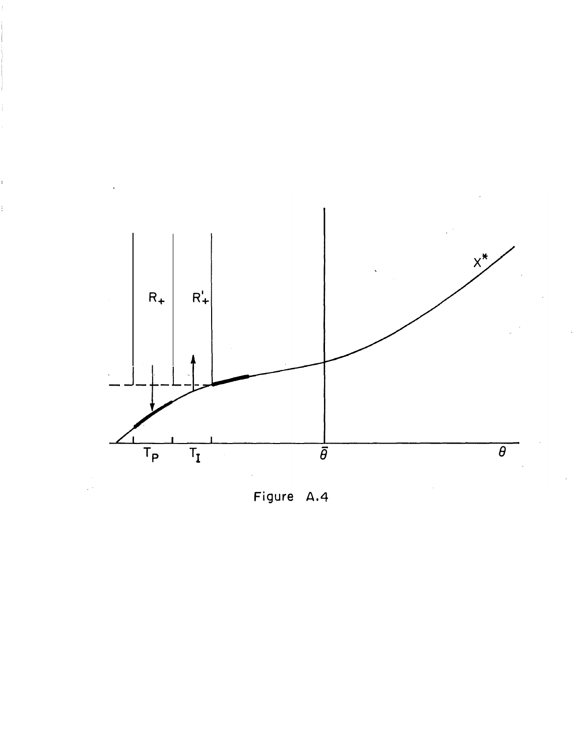Figure A.4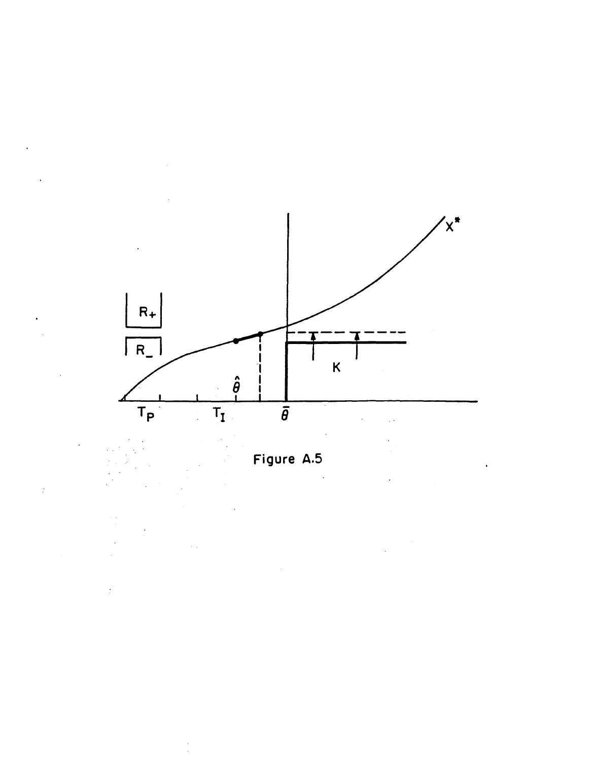Figure A.5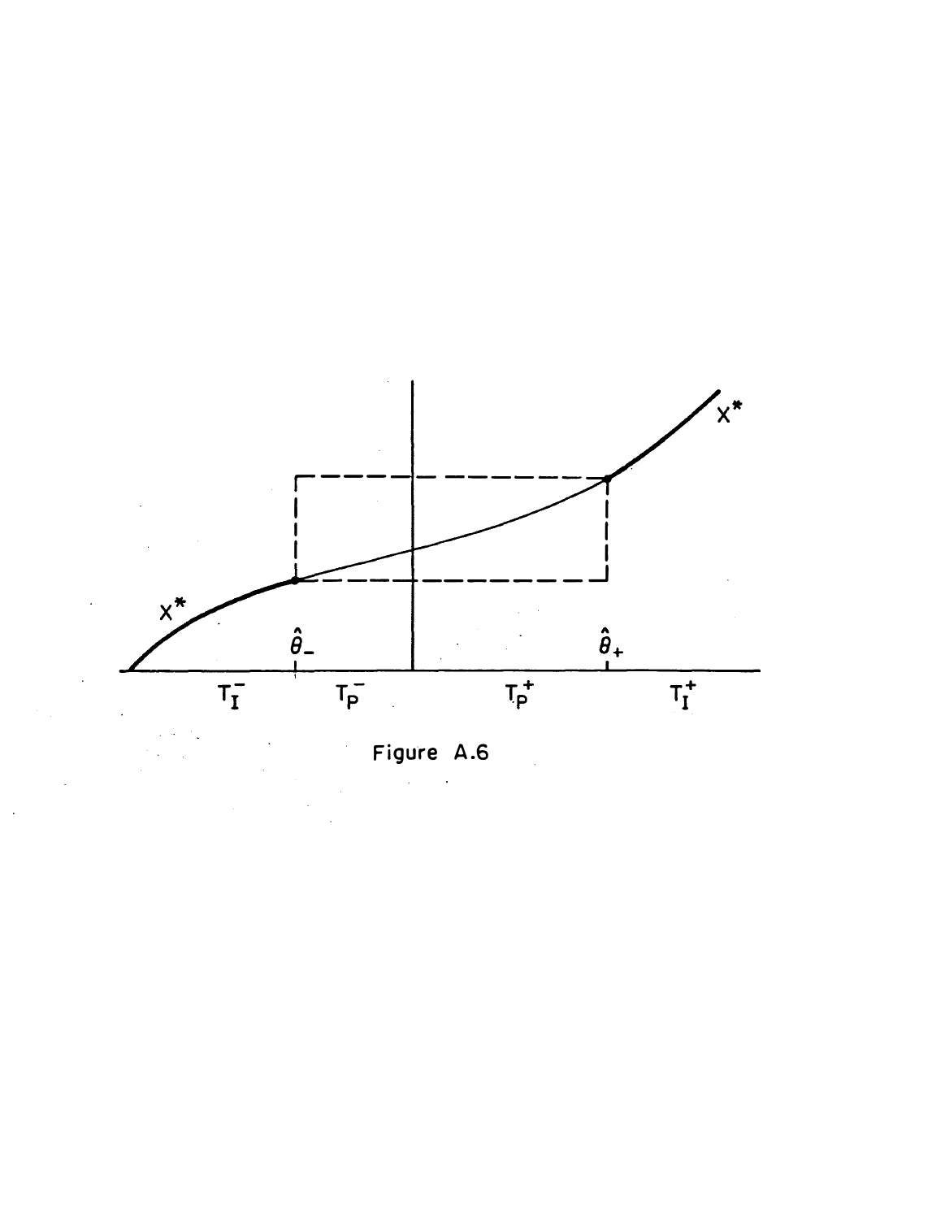Figure A.6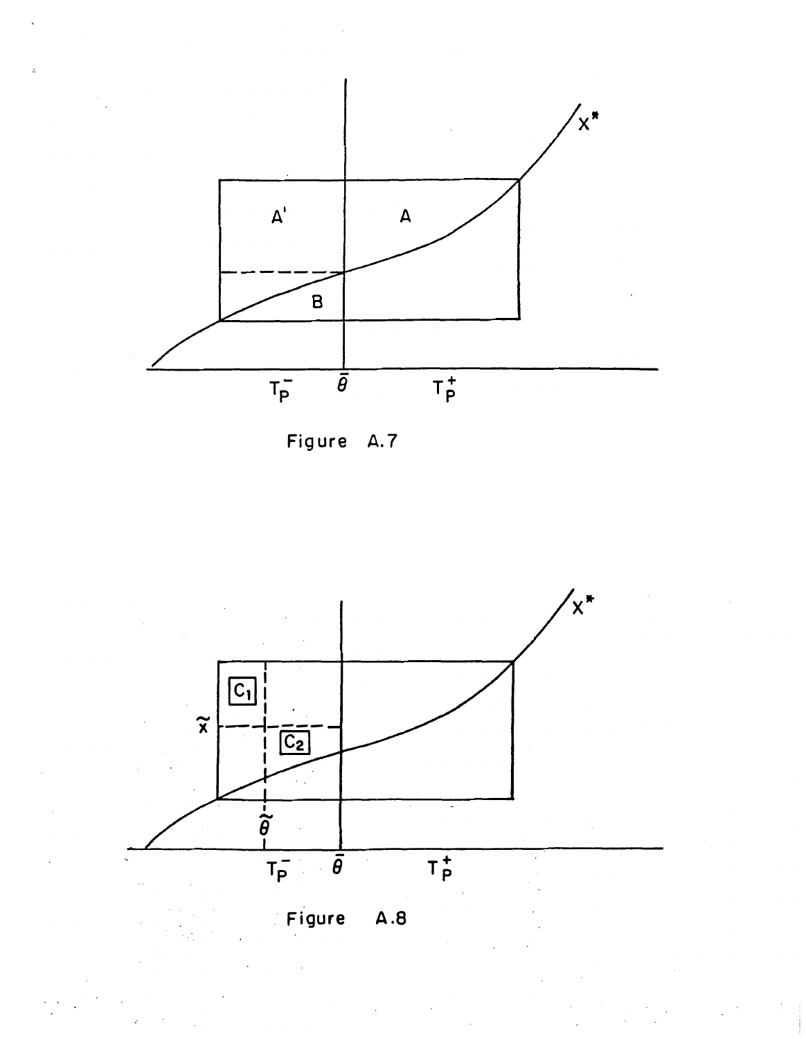$X^*$

A'

A

B

$T_P^-$ $\bar{\theta}$ $T_P^+$

Figure A.7

$X^*$

$C_1$

$\tilde{x}$

$C_2$

$\tilde{\theta}$

$T_P^-$ $\bar{\theta}$ $T_P^+$

Figure A.8